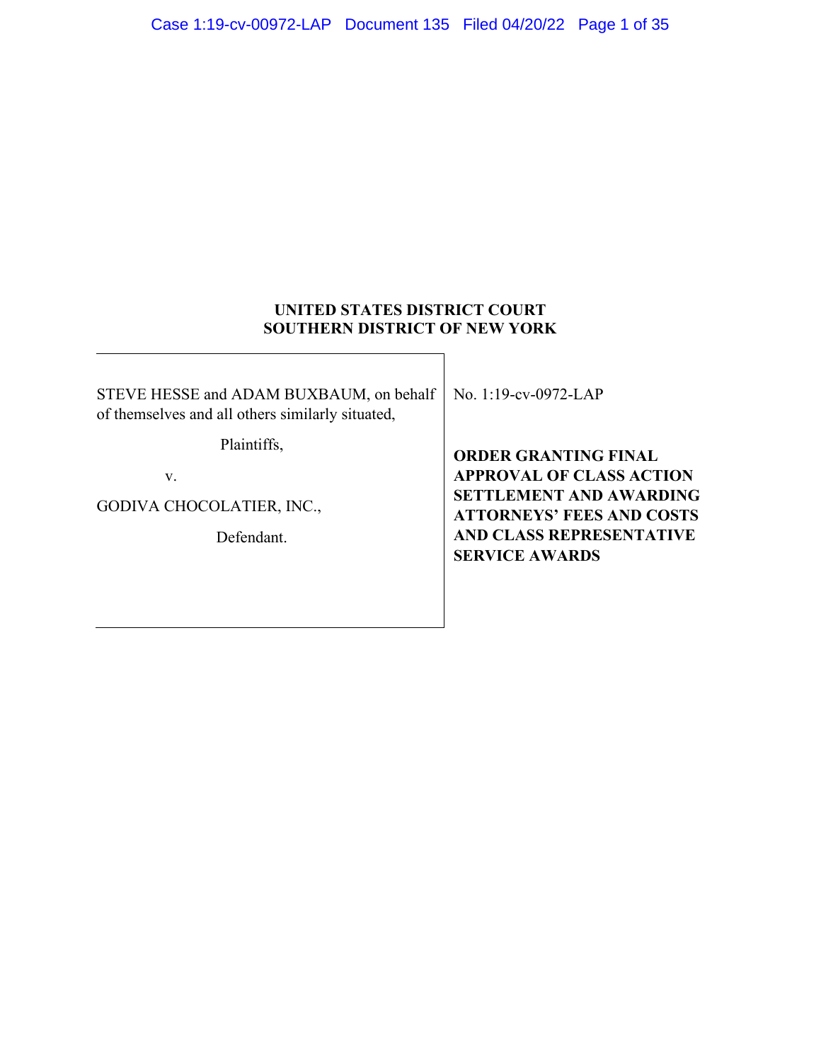**UNITED STATES DISTRICT COURT**
**SOUTHERN DISTRICT OF NEW YORK**

| | |
|---|---|
| STEVE HESSE and ADAM BUXBAUM, on behalf of themselves and all others similarly situated,<br><br>Plaintiffs,<br><br>v.<br><br>GODIVA CHOCOLATIER, INC.,<br><br>Defendant. | No. 1:19-cv-0972-LAP<br><br>**ORDER GRANTING FINAL APPROVAL OF CLASS ACTION SETTLEMENT AND AWARDING ATTORNEYS' FEES AND COSTS AND CLASS REPRESENTATIVE SERVICE AWARDS** |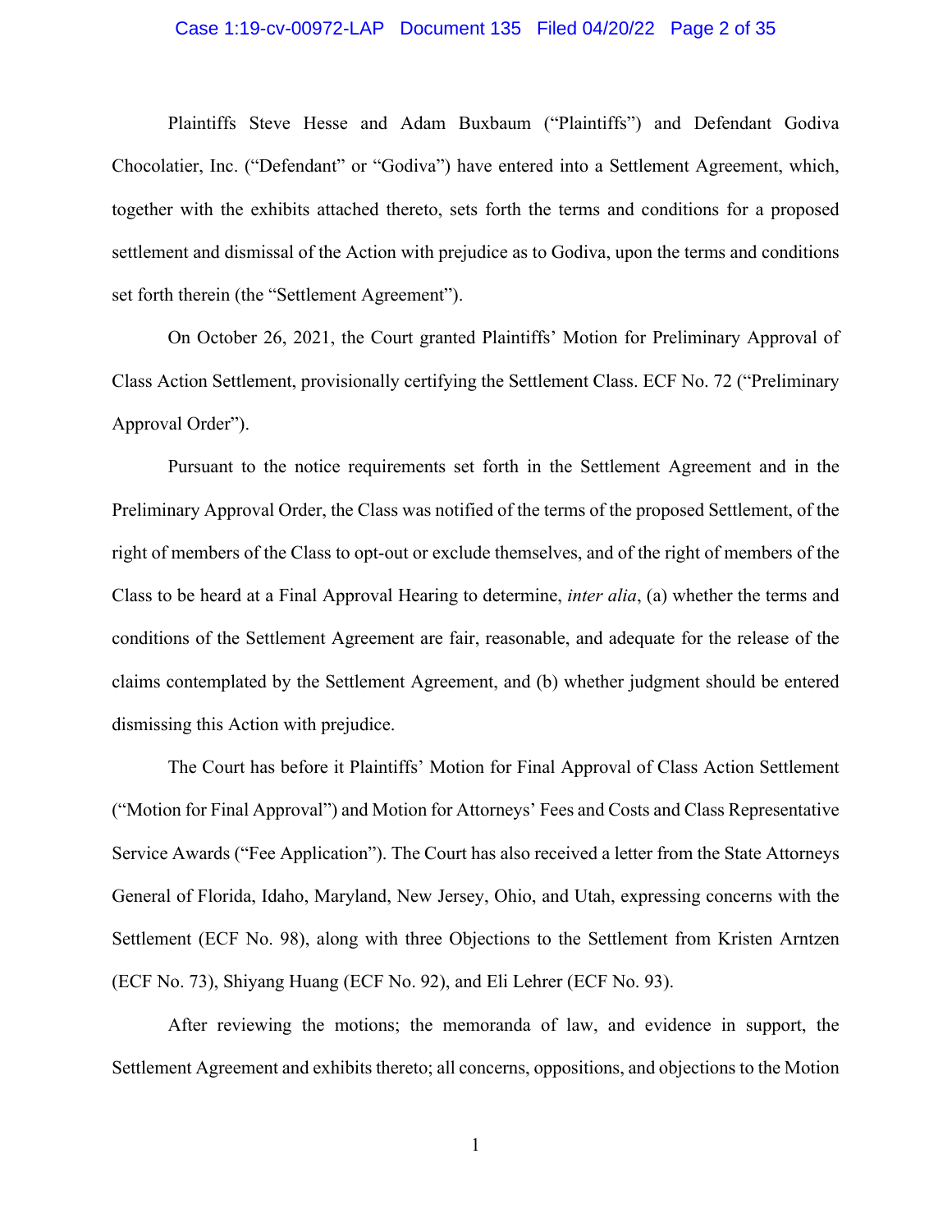Plaintiffs Steve Hesse and Adam Buxbaum ("Plaintiffs") and Defendant Godiva Chocolatier, Inc. ("Defendant" or "Godiva") have entered into a Settlement Agreement, which, together with the exhibits attached thereto, sets forth the terms and conditions for a proposed settlement and dismissal of the Action with prejudice as to Godiva, upon the terms and conditions set forth therein (the "Settlement Agreement").

On October 26, 2021, the Court granted Plaintiffs' Motion for Preliminary Approval of Class Action Settlement, provisionally certifying the Settlement Class. ECF No. 72 ("Preliminary Approval Order").

Pursuant to the notice requirements set forth in the Settlement Agreement and in the Preliminary Approval Order, the Class was notified of the terms of the proposed Settlement, of the right of members of the Class to opt-out or exclude themselves, and of the right of members of the Class to be heard at a Final Approval Hearing to determine, *inter alia*, (a) whether the terms and conditions of the Settlement Agreement are fair, reasonable, and adequate for the release of the claims contemplated by the Settlement Agreement, and (b) whether judgment should be entered dismissing this Action with prejudice.

The Court has before it Plaintiffs' Motion for Final Approval of Class Action Settlement ("Motion for Final Approval") and Motion for Attorneys' Fees and Costs and Class Representative Service Awards ("Fee Application"). The Court has also received a letter from the State Attorneys General of Florida, Idaho, Maryland, New Jersey, Ohio, and Utah, expressing concerns with the Settlement (ECF No. 98), along with three Objections to the Settlement from Kristen Arntzen (ECF No. 73), Shiyang Huang (ECF No. 92), and Eli Lehrer (ECF No. 93).

After reviewing the motions; the memoranda of law, and evidence in support, the Settlement Agreement and exhibits thereto; all concerns, oppositions, and objections to the Motion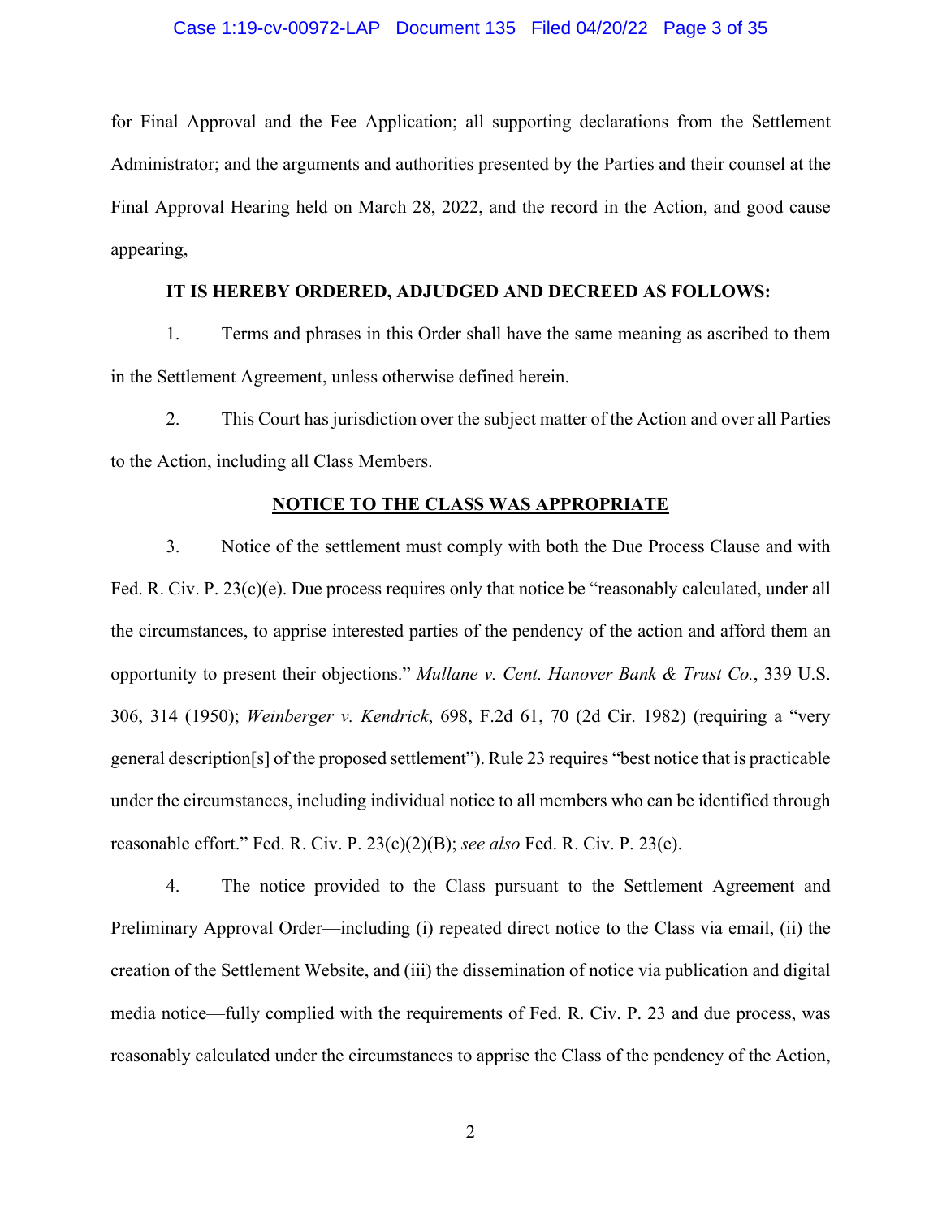for Final Approval and the Fee Application; all supporting declarations from the Settlement Administrator; and the arguments and authorities presented by the Parties and their counsel at the Final Approval Hearing held on March 28, 2022, and the record in the Action, and good cause appearing,

**IT IS HEREBY ORDERED, ADJUDGED AND DECREED AS FOLLOWS:**

1. Terms and phrases in this Order shall have the same meaning as ascribed to them in the Settlement Agreement, unless otherwise defined herein.

2. This Court has jurisdiction over the subject matter of the Action and over all Parties to the Action, including all Class Members.

**NOTICE TO THE CLASS WAS APPROPRIATE**

3. Notice of the settlement must comply with both the Due Process Clause and with Fed. R. Civ. P. 23(c)(e). Due process requires only that notice be "reasonably calculated, under all the circumstances, to apprise interested parties of the pendency of the action and afford them an opportunity to present their objections." *Mullane v. Cent. Hanover Bank & Trust Co.*, 339 U.S. 306, 314 (1950); *Weinberger v. Kendrick*, 698, F.2d 61, 70 (2d Cir. 1982) (requiring a "very general description[s] of the proposed settlement"). Rule 23 requires "best notice that is practicable under the circumstances, including individual notice to all members who can be identified through reasonable effort." Fed. R. Civ. P. 23(c)(2)(B); *see also* Fed. R. Civ. P. 23(e).

4. The notice provided to the Class pursuant to the Settlement Agreement and Preliminary Approval Order—including (i) repeated direct notice to the Class via email, (ii) the creation of the Settlement Website, and (iii) the dissemination of notice via publication and digital media notice—fully complied with the requirements of Fed. R. Civ. P. 23 and due process, was reasonably calculated under the circumstances to apprise the Class of the pendency of the Action,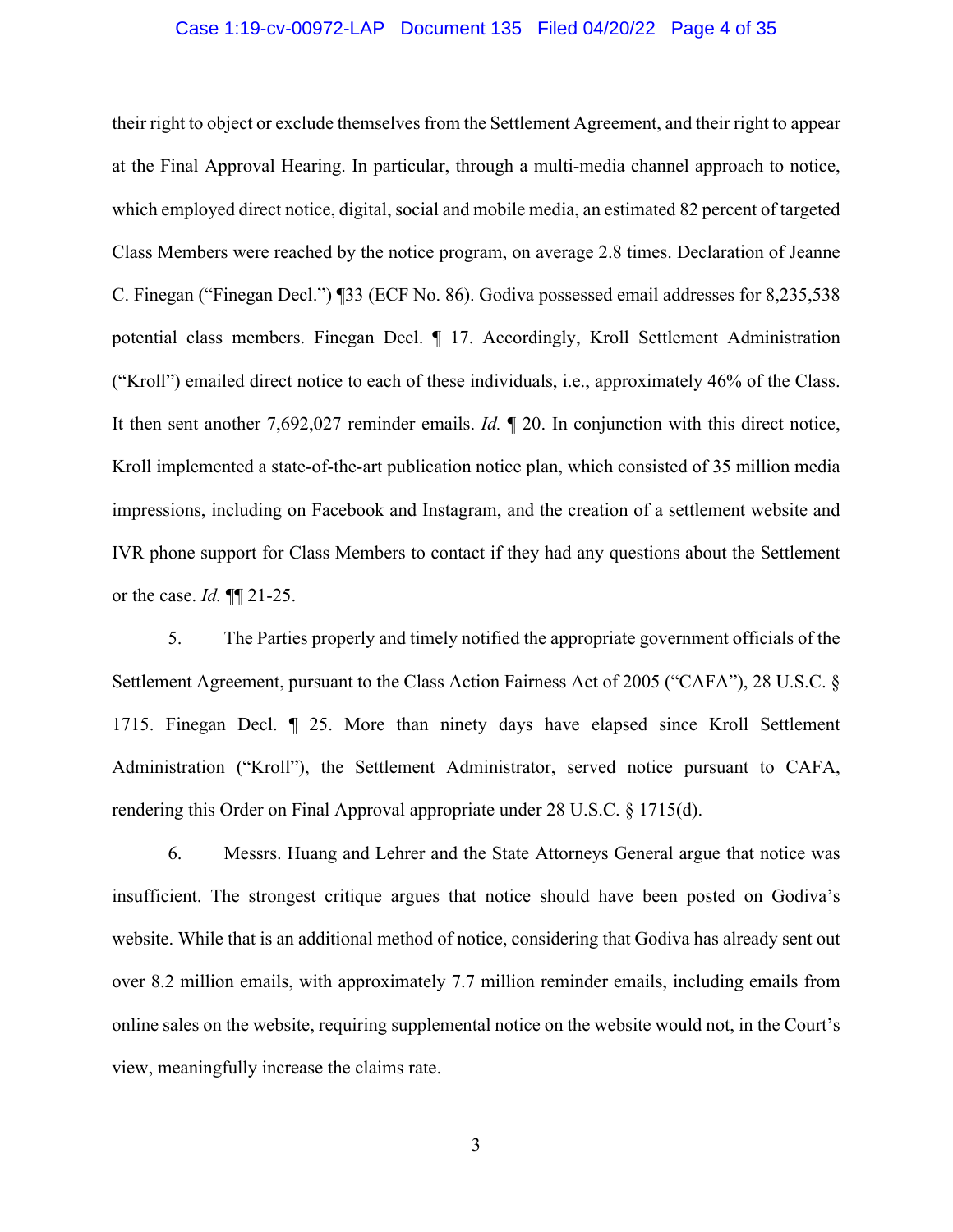their right to object or exclude themselves from the Settlement Agreement, and their right to appear at the Final Approval Hearing. In particular, through a multi-media channel approach to notice, which employed direct notice, digital, social and mobile media, an estimated 82 percent of targeted Class Members were reached by the notice program, on average 2.8 times. Declaration of Jeanne C. Finegan ("Finegan Decl.") ¶33 (ECF No. 86). Godiva possessed email addresses for 8,235,538 potential class members. Finegan Decl. ¶ 17. Accordingly, Kroll Settlement Administration ("Kroll") emailed direct notice to each of these individuals, i.e., approximately 46% of the Class. It then sent another 7,692,027 reminder emails. *Id.* ¶ 20. In conjunction with this direct notice, Kroll implemented a state-of-the-art publication notice plan, which consisted of 35 million media impressions, including on Facebook and Instagram, and the creation of a settlement website and IVR phone support for Class Members to contact if they had any questions about the Settlement or the case. *Id.* ¶¶ 21-25.

5. The Parties properly and timely notified the appropriate government officials of the Settlement Agreement, pursuant to the Class Action Fairness Act of 2005 ("CAFA"), 28 U.S.C. § 1715. Finegan Decl. ¶ 25. More than ninety days have elapsed since Kroll Settlement Administration ("Kroll"), the Settlement Administrator, served notice pursuant to CAFA, rendering this Order on Final Approval appropriate under 28 U.S.C. § 1715(d).

6. Messrs. Huang and Lehrer and the State Attorneys General argue that notice was insufficient. The strongest critique argues that notice should have been posted on Godiva's website. While that is an additional method of notice, considering that Godiva has already sent out over 8.2 million emails, with approximately 7.7 million reminder emails, including emails from online sales on the website, requiring supplemental notice on the website would not, in the Court's view, meaningfully increase the claims rate.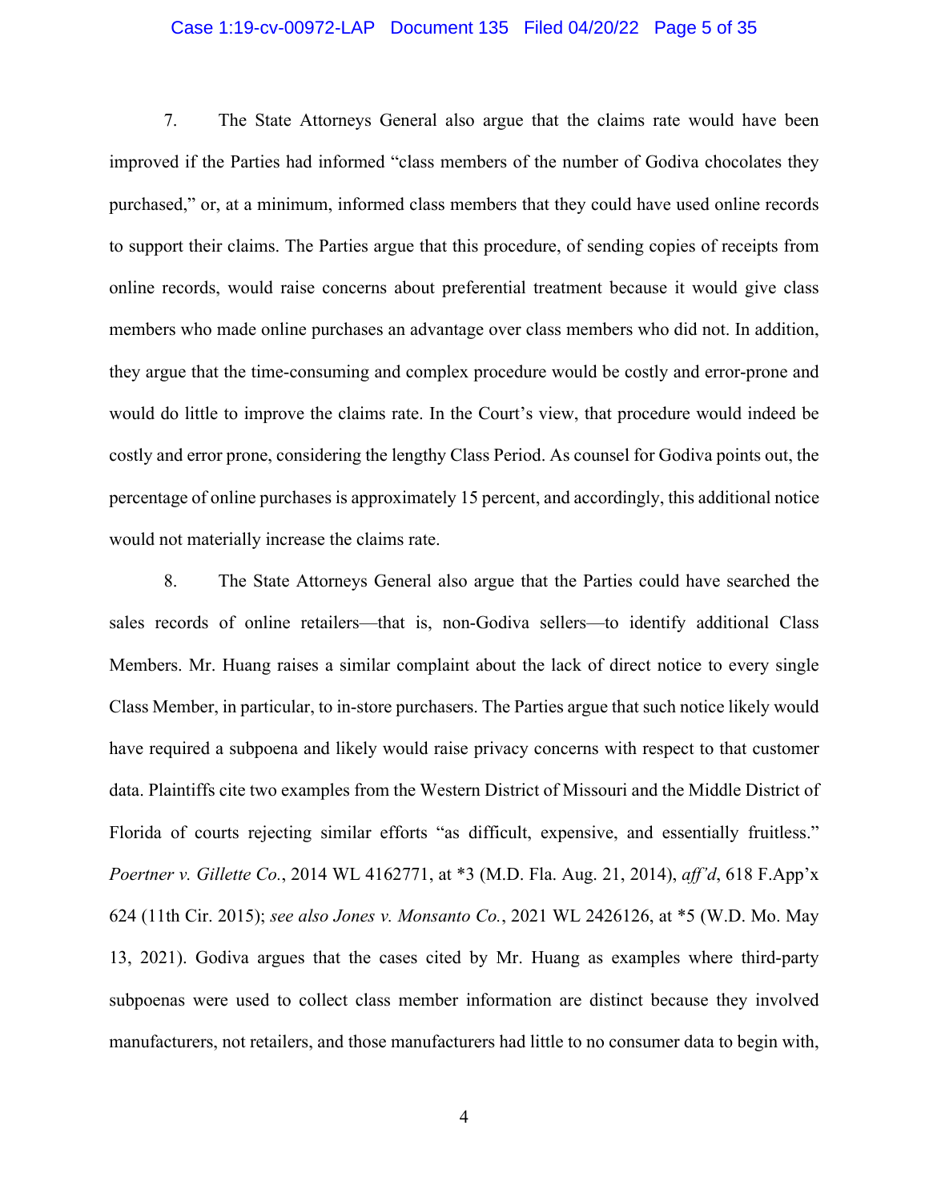7. The State Attorneys General also argue that the claims rate would have been improved if the Parties had informed "class members of the number of Godiva chocolates they purchased," or, at a minimum, informed class members that they could have used online records to support their claims. The Parties argue that this procedure, of sending copies of receipts from online records, would raise concerns about preferential treatment because it would give class members who made online purchases an advantage over class members who did not. In addition, they argue that the time-consuming and complex procedure would be costly and error-prone and would do little to improve the claims rate. In the Court's view, that procedure would indeed be costly and error prone, considering the lengthy Class Period. As counsel for Godiva points out, the percentage of online purchases is approximately 15 percent, and accordingly, this additional notice would not materially increase the claims rate.

8. The State Attorneys General also argue that the Parties could have searched the sales records of online retailers—that is, non-Godiva sellers—to identify additional Class Members. Mr. Huang raises a similar complaint about the lack of direct notice to every single Class Member, in particular, to in-store purchasers. The Parties argue that such notice likely would have required a subpoena and likely would raise privacy concerns with respect to that customer data. Plaintiffs cite two examples from the Western District of Missouri and the Middle District of Florida of courts rejecting similar efforts "as difficult, expensive, and essentially fruitless." *Poertner v. Gillette Co.*, 2014 WL 4162771, at *3 (M.D. Fla. Aug. 21, 2014), *aff'd*, 618 F.App'x 624 (11th Cir. 2015); *see also Jones v. Monsanto Co.*, 2021 WL 2426126, at *5 (W.D. Mo. May 13, 2021). Godiva argues that the cases cited by Mr. Huang as examples where third-party subpoenas were used to collect class member information are distinct because they involved manufacturers, not retailers, and those manufacturers had little to no consumer data to begin with,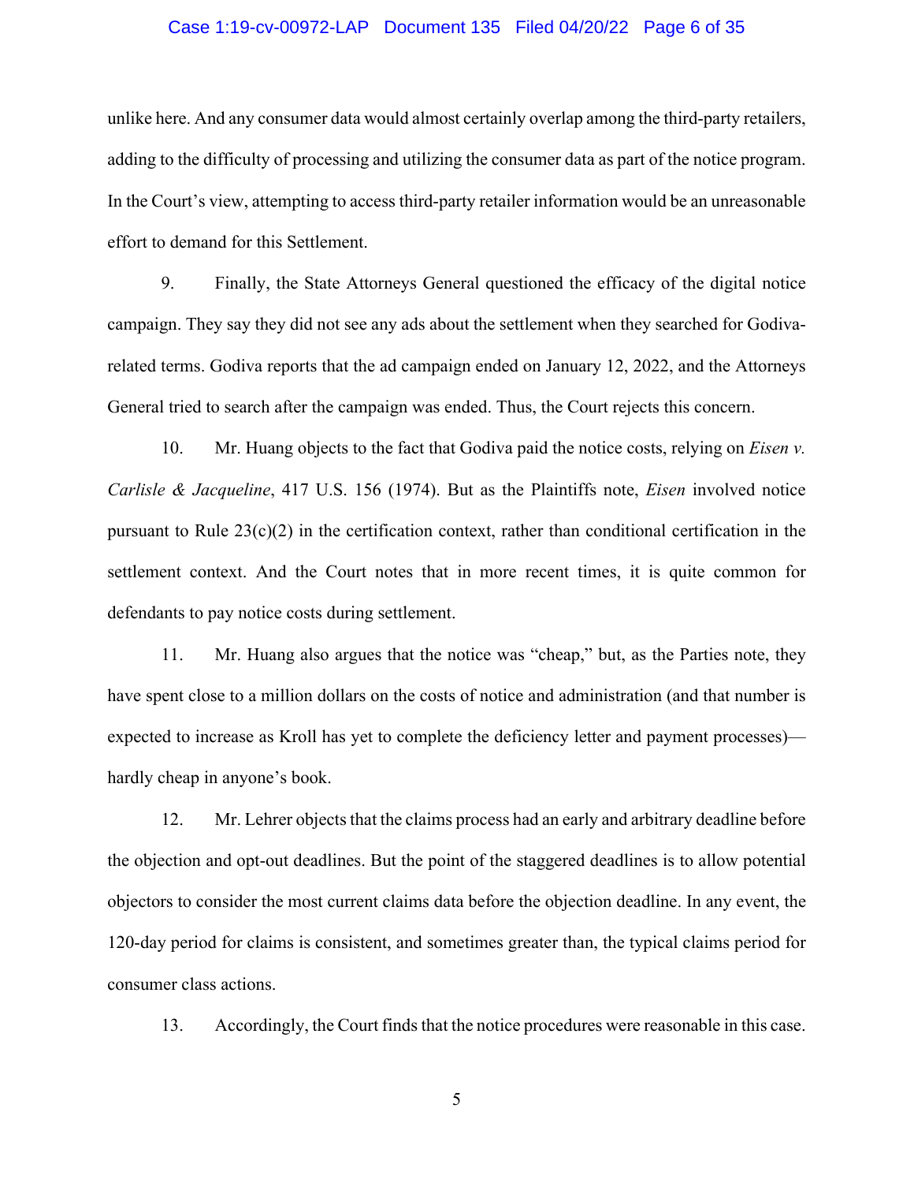unlike here. And any consumer data would almost certainly overlap among the third-party retailers, adding to the difficulty of processing and utilizing the consumer data as part of the notice program. In the Court's view, attempting to access third-party retailer information would be an unreasonable effort to demand for this Settlement.

9. Finally, the State Attorneys General questioned the efficacy of the digital notice campaign. They say they did not see any ads about the settlement when they searched for Godiva-related terms. Godiva reports that the ad campaign ended on January 12, 2022, and the Attorneys General tried to search after the campaign was ended. Thus, the Court rejects this concern.

10. Mr. Huang objects to the fact that Godiva paid the notice costs, relying on *Eisen v. Carlisle & Jacqueline*, 417 U.S. 156 (1974). But as the Plaintiffs note, *Eisen* involved notice pursuant to Rule 23(c)(2) in the certification context, rather than conditional certification in the settlement context. And the Court notes that in more recent times, it is quite common for defendants to pay notice costs during settlement.

11. Mr. Huang also argues that the notice was "cheap," but, as the Parties note, they have spent close to a million dollars on the costs of notice and administration (and that number is expected to increase as Kroll has yet to complete the deficiency letter and payment processes)—hardly cheap in anyone's book.

12. Mr. Lehrer objects that the claims process had an early and arbitrary deadline before the objection and opt-out deadlines. But the point of the staggered deadlines is to allow potential objectors to consider the most current claims data before the objection deadline. In any event, the 120-day period for claims is consistent, and sometimes greater than, the typical claims period for consumer class actions.

13. Accordingly, the Court finds that the notice procedures were reasonable in this case.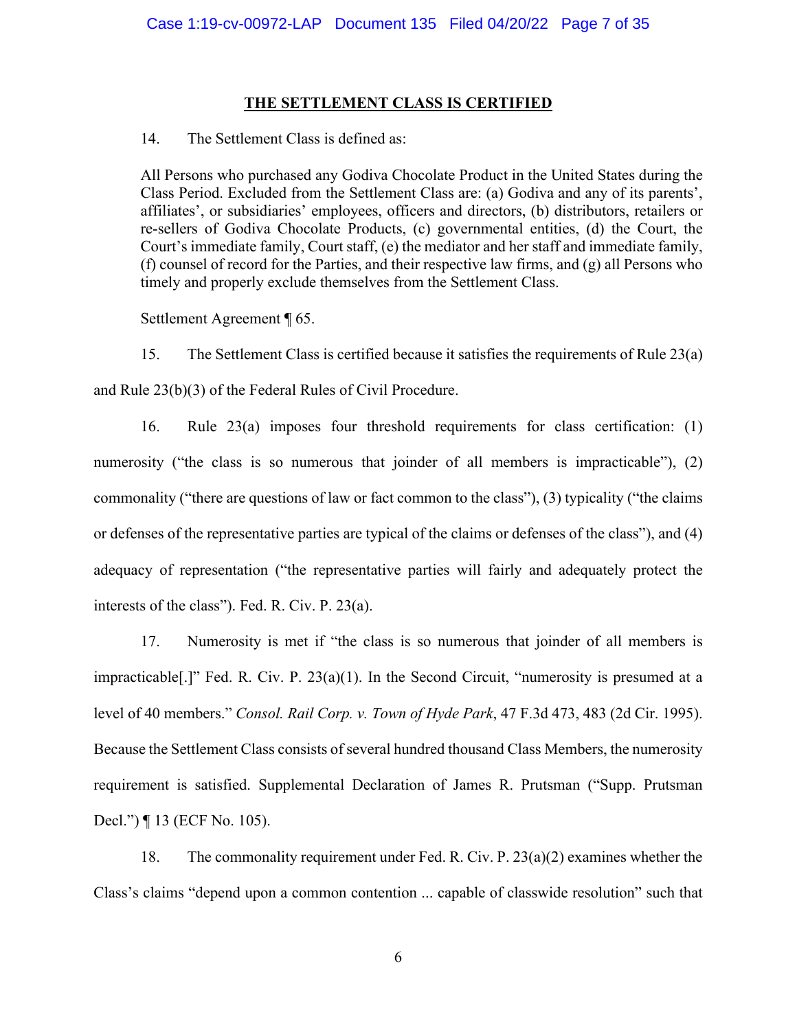## THE SETTLEMENT CLASS IS CERTIFIED

14. The Settlement Class is defined as:

> All Persons who purchased any Godiva Chocolate Product in the United States during the Class Period. Excluded from the Settlement Class are: (a) Godiva and any of its parents', affiliates', or subsidiaries' employees, officers and directors, (b) distributors, retailers or re-sellers of Godiva Chocolate Products, (c) governmental entities, (d) the Court, the Court's immediate family, Court staff, (e) the mediator and her staff and immediate family, (f) counsel of record for the Parties, and their respective law firms, and (g) all Persons who timely and properly exclude themselves from the Settlement Class.
>
> Settlement Agreement ¶ 65.

15. The Settlement Class is certified because it satisfies the requirements of Rule 23(a) and Rule 23(b)(3) of the Federal Rules of Civil Procedure.

16. Rule 23(a) imposes four threshold requirements for class certification: (1) numerosity ("the class is so numerous that joinder of all members is impracticable"), (2) commonality ("there are questions of law or fact common to the class"), (3) typicality ("the claims or defenses of the representative parties are typical of the claims or defenses of the class"), and (4) adequacy of representation ("the representative parties will fairly and adequately protect the interests of the class"). Fed. R. Civ. P. 23(a).

17. Numerosity is met if "the class is so numerous that joinder of all members is impracticable[.]" Fed. R. Civ. P. 23(a)(1). In the Second Circuit, "numerosity is presumed at a level of 40 members." *Consol. Rail Corp. v. Town of Hyde Park*, 47 F.3d 473, 483 (2d Cir. 1995). Because the Settlement Class consists of several hundred thousand Class Members, the numerosity requirement is satisfied. Supplemental Declaration of James R. Prutsman ("Supp. Prutsman Decl.") ¶ 13 (ECF No. 105).

18. The commonality requirement under Fed. R. Civ. P. 23(a)(2) examines whether the Class's claims "depend upon a common contention ... capable of classwide resolution" such that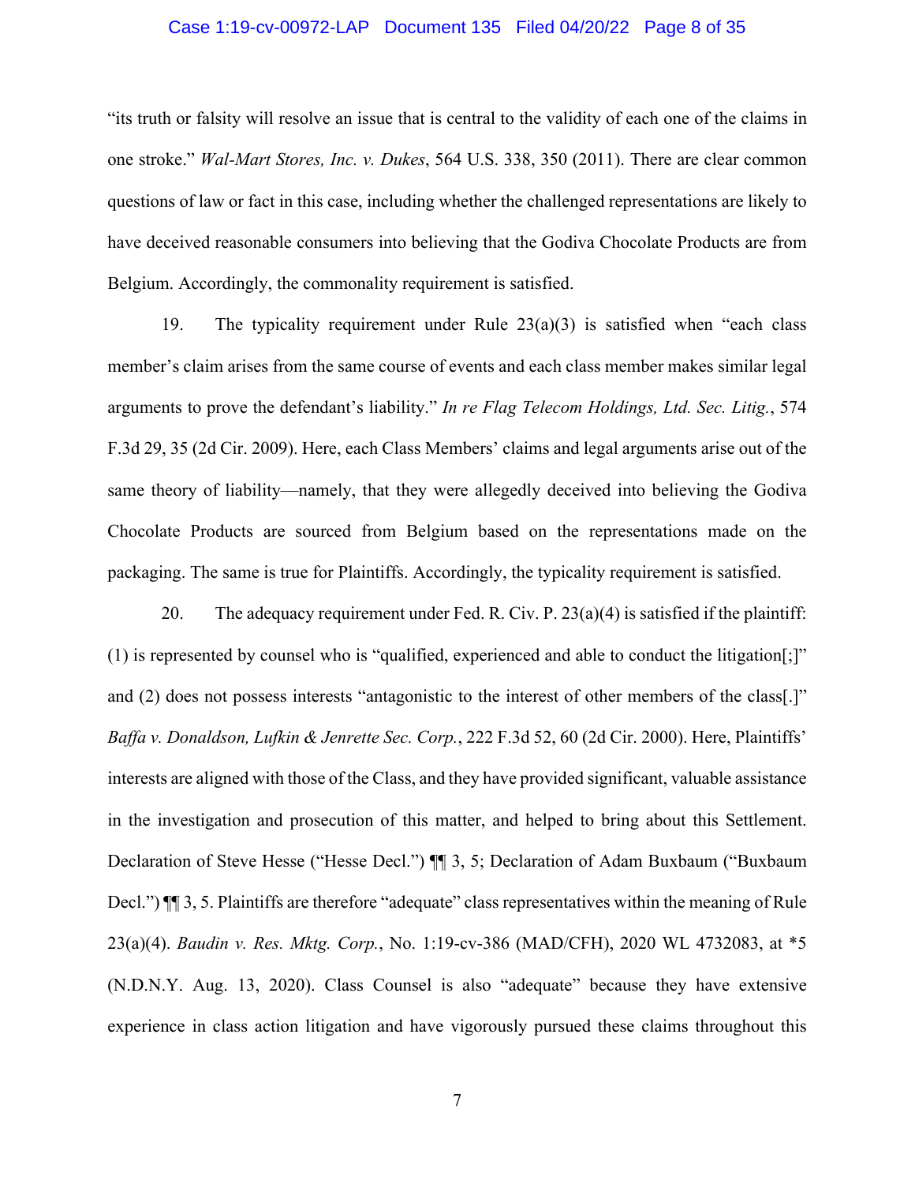"its truth or falsity will resolve an issue that is central to the validity of each one of the claims in one stroke." *Wal-Mart Stores, Inc. v. Dukes*, 564 U.S. 338, 350 (2011). There are clear common questions of law or fact in this case, including whether the challenged representations are likely to have deceived reasonable consumers into believing that the Godiva Chocolate Products are from Belgium. Accordingly, the commonality requirement is satisfied.

19. The typicality requirement under Rule 23(a)(3) is satisfied when "each class member's claim arises from the same course of events and each class member makes similar legal arguments to prove the defendant's liability." *In re Flag Telecom Holdings, Ltd. Sec. Litig.*, 574 F.3d 29, 35 (2d Cir. 2009). Here, each Class Members' claims and legal arguments arise out of the same theory of liability—namely, that they were allegedly deceived into believing the Godiva Chocolate Products are sourced from Belgium based on the representations made on the packaging. The same is true for Plaintiffs. Accordingly, the typicality requirement is satisfied.

20. The adequacy requirement under Fed. R. Civ. P. 23(a)(4) is satisfied if the plaintiff: (1) is represented by counsel who is "qualified, experienced and able to conduct the litigation[;]" and (2) does not possess interests "antagonistic to the interest of other members of the class[.]" *Baffa v. Donaldson, Lufkin & Jenrette Sec. Corp.*, 222 F.3d 52, 60 (2d Cir. 2000). Here, Plaintiffs' interests are aligned with those of the Class, and they have provided significant, valuable assistance in the investigation and prosecution of this matter, and helped to bring about this Settlement. Declaration of Steve Hesse ("Hesse Decl.") ¶¶ 3, 5; Declaration of Adam Buxbaum ("Buxbaum Decl.") ¶¶ 3, 5. Plaintiffs are therefore "adequate" class representatives within the meaning of Rule 23(a)(4). *Baudin v. Res. Mktg. Corp.*, No. 1:19-cv-386 (MAD/CFH), 2020 WL 4732083, at *5 (N.D.N.Y. Aug. 13, 2020). Class Counsel is also "adequate" because they have extensive experience in class action litigation and have vigorously pursued these claims throughout this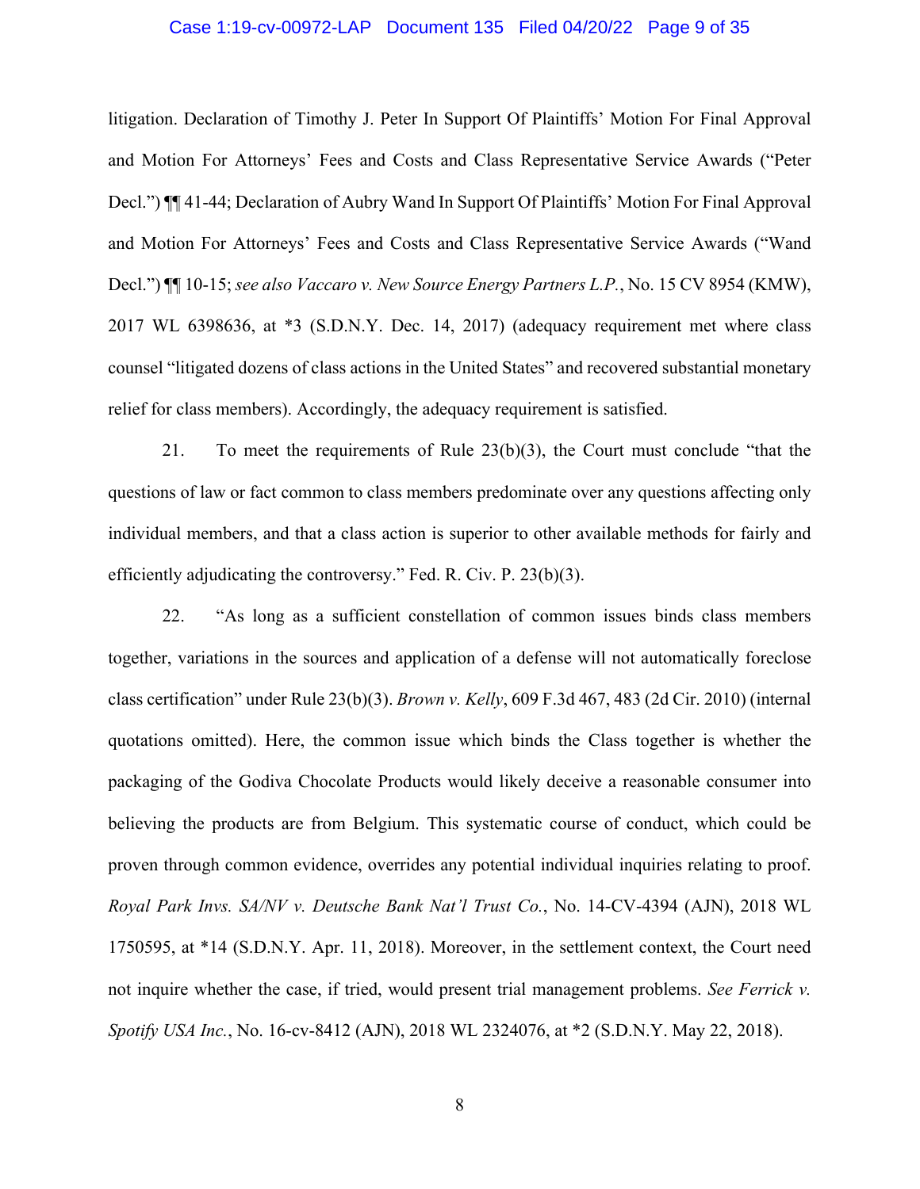litigation. Declaration of Timothy J. Peter In Support Of Plaintiffs' Motion For Final Approval and Motion For Attorneys' Fees and Costs and Class Representative Service Awards ("Peter Decl.") ¶¶ 41-44; Declaration of Aubry Wand In Support Of Plaintiffs' Motion For Final Approval and Motion For Attorneys' Fees and Costs and Class Representative Service Awards ("Wand Decl.") ¶¶ 10-15; *see also Vaccaro v. New Source Energy Partners L.P.*, No. 15 CV 8954 (KMW), 2017 WL 6398636, at *3 (S.D.N.Y. Dec. 14, 2017) (adequacy requirement met where class counsel "litigated dozens of class actions in the United States" and recovered substantial monetary relief for class members). Accordingly, the adequacy requirement is satisfied.

21. To meet the requirements of Rule 23(b)(3), the Court must conclude "that the questions of law or fact common to class members predominate over any questions affecting only individual members, and that a class action is superior to other available methods for fairly and efficiently adjudicating the controversy." Fed. R. Civ. P. 23(b)(3).

22. "As long as a sufficient constellation of common issues binds class members together, variations in the sources and application of a defense will not automatically foreclose class certification" under Rule 23(b)(3). *Brown v. Kelly*, 609 F.3d 467, 483 (2d Cir. 2010) (internal quotations omitted). Here, the common issue which binds the Class together is whether the packaging of the Godiva Chocolate Products would likely deceive a reasonable consumer into believing the products are from Belgium. This systematic course of conduct, which could be proven through common evidence, overrides any potential individual inquiries relating to proof. *Royal Park Invs. SA/NV v. Deutsche Bank Nat'l Trust Co.*, No. 14-CV-4394 (AJN), 2018 WL 1750595, at *14 (S.D.N.Y. Apr. 11, 2018). Moreover, in the settlement context, the Court need not inquire whether the case, if tried, would present trial management problems. *See Ferrick v. Spotify USA Inc.*, No. 16-cv-8412 (AJN), 2018 WL 2324076, at *2 (S.D.N.Y. May 22, 2018).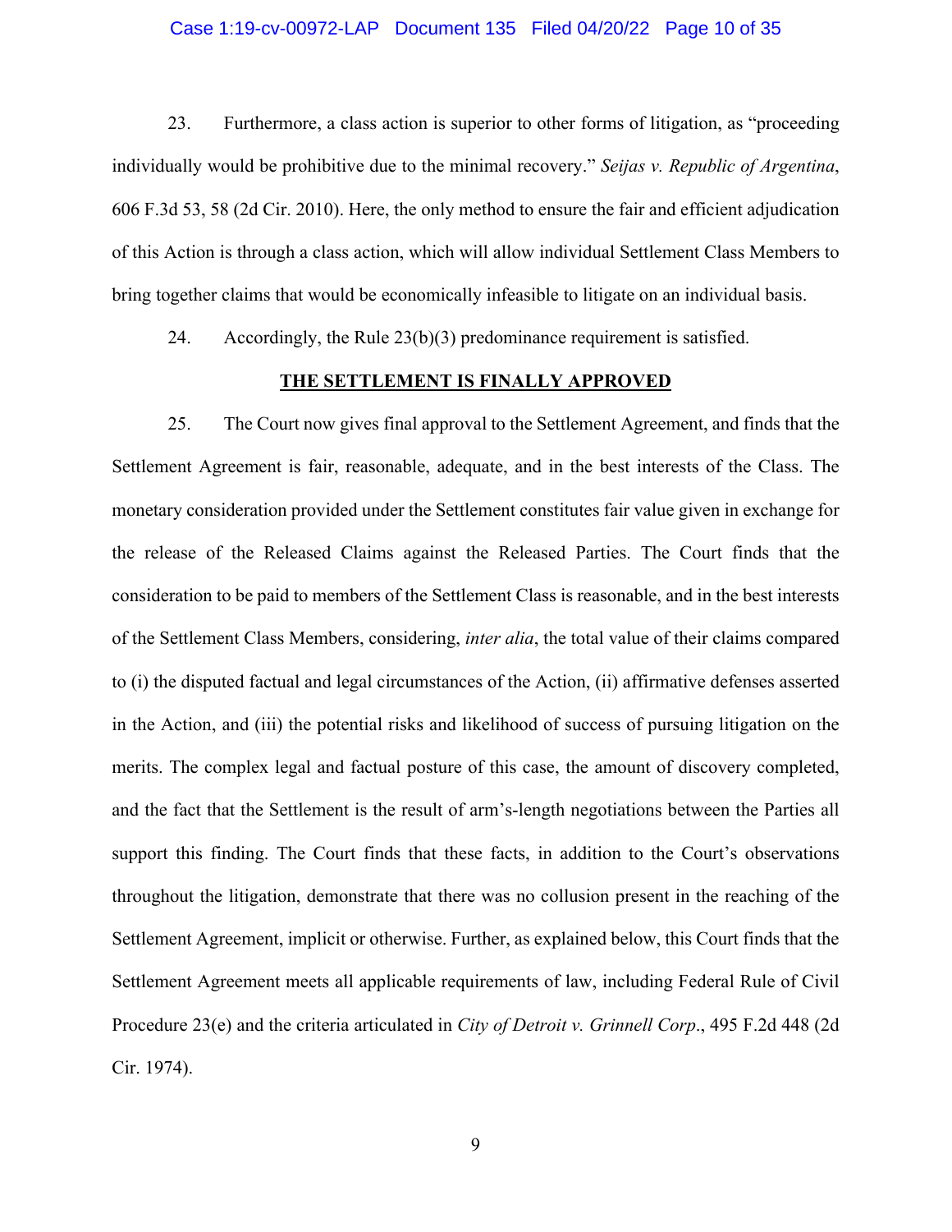23. Furthermore, a class action is superior to other forms of litigation, as "proceeding individually would be prohibitive due to the minimal recovery." *Seijas v. Republic of Argentina*, 606 F.3d 53, 58 (2d Cir. 2010). Here, the only method to ensure the fair and efficient adjudication of this Action is through a class action, which will allow individual Settlement Class Members to bring together claims that would be economically infeasible to litigate on an individual basis.

24. Accordingly, the Rule 23(b)(3) predominance requirement is satisfied.

**THE SETTLEMENT IS FINALLY APPROVED**

25. The Court now gives final approval to the Settlement Agreement, and finds that the Settlement Agreement is fair, reasonable, adequate, and in the best interests of the Class. The monetary consideration provided under the Settlement constitutes fair value given in exchange for the release of the Released Claims against the Released Parties. The Court finds that the consideration to be paid to members of the Settlement Class is reasonable, and in the best interests of the Settlement Class Members, considering, *inter alia*, the total value of their claims compared to (i) the disputed factual and legal circumstances of the Action, (ii) affirmative defenses asserted in the Action, and (iii) the potential risks and likelihood of success of pursuing litigation on the merits. The complex legal and factual posture of this case, the amount of discovery completed, and the fact that the Settlement is the result of arm's-length negotiations between the Parties all support this finding. The Court finds that these facts, in addition to the Court's observations throughout the litigation, demonstrate that there was no collusion present in the reaching of the Settlement Agreement, implicit or otherwise. Further, as explained below, this Court finds that the Settlement Agreement meets all applicable requirements of law, including Federal Rule of Civil Procedure 23(e) and the criteria articulated in *City of Detroit v. Grinnell Corp*., 495 F.2d 448 (2d Cir. 1974).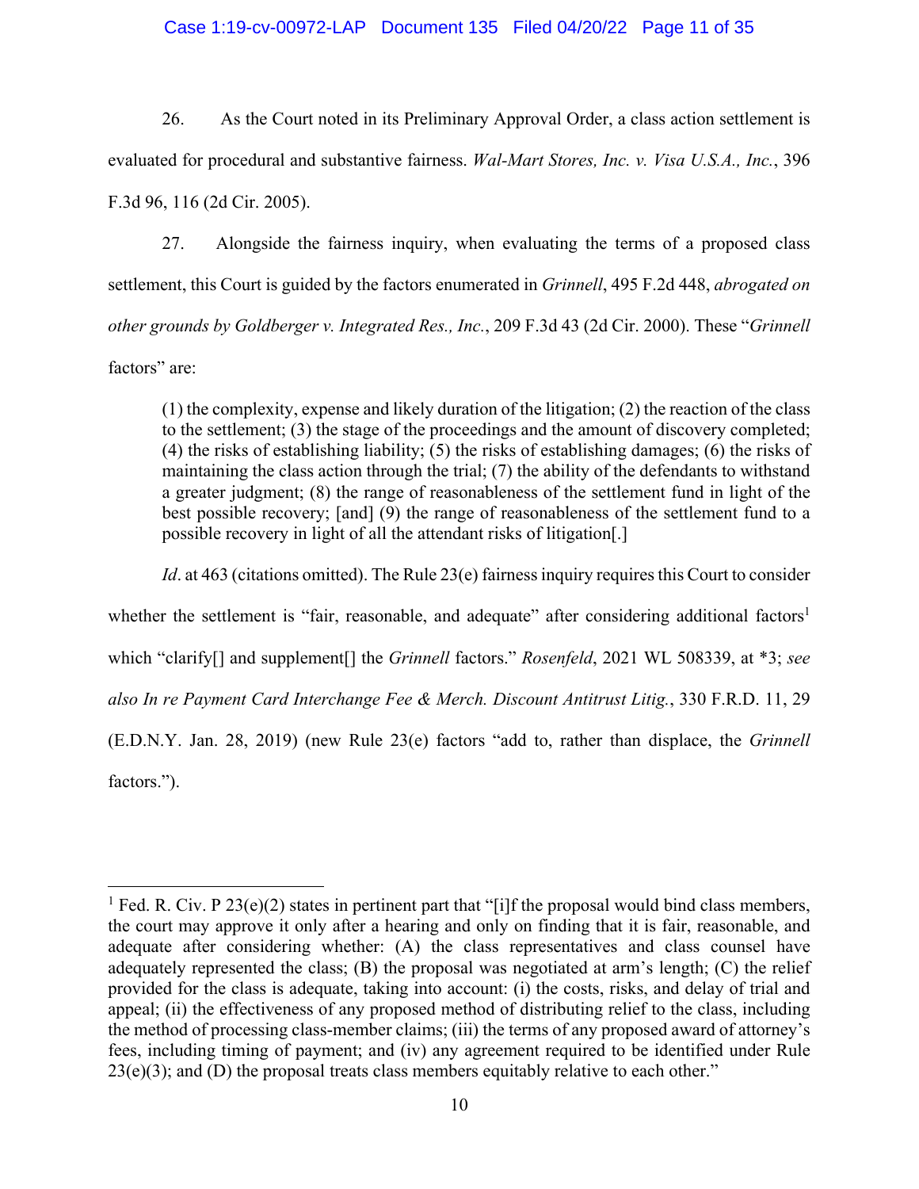26. As the Court noted in its Preliminary Approval Order, a class action settlement is evaluated for procedural and substantive fairness. *Wal-Mart Stores, Inc. v. Visa U.S.A., Inc.*, 396 F.3d 96, 116 (2d Cir. 2005).

27. Alongside the fairness inquiry, when evaluating the terms of a proposed class settlement, this Court is guided by the factors enumerated in *Grinnell*, 495 F.2d 448, *abrogated on other grounds by Goldberger v. Integrated Res., Inc.*, 209 F.3d 43 (2d Cir. 2000). These "*Grinnell* factors" are:

> (1) the complexity, expense and likely duration of the litigation; (2) the reaction of the class to the settlement; (3) the stage of the proceedings and the amount of discovery completed; (4) the risks of establishing liability; (5) the risks of establishing damages; (6) the risks of maintaining the class action through the trial; (7) the ability of the defendants to withstand a greater judgment; (8) the range of reasonableness of the settlement fund in light of the best possible recovery; [and] (9) the range of reasonableness of the settlement fund to a possible recovery in light of all the attendant risks of litigation[.]

*Id*. at 463 (citations omitted). The Rule 23(e) fairness inquiry requires this Court to consider whether the settlement is "fair, reasonable, and adequate" after considering additional factors[1] which "clarify[] and supplement[] the *Grinnell* factors." *Rosenfeld*, 2021 WL 508339, at *3; *see also In re Payment Card Interchange Fee & Merch. Discount Antitrust Litig.*, 330 F.R.D. 11, 29 (E.D.N.Y. Jan. 28, 2019) (new Rule 23(e) factors "add to, rather than displace, the *Grinnell* factors.").

---

[1] Fed. R. Civ. P 23(e)(2) states in pertinent part that "[i]f the proposal would bind class members, the court may approve it only after a hearing and only on finding that it is fair, reasonable, and adequate after considering whether: (A) the class representatives and class counsel have adequately represented the class; (B) the proposal was negotiated at arm's length; (C) the relief provided for the class is adequate, taking into account: (i) the costs, risks, and delay of trial and appeal; (ii) the effectiveness of any proposed method of distributing relief to the class, including the method of processing class-member claims; (iii) the terms of any proposed award of attorney's fees, including timing of payment; and (iv) any agreement required to be identified under Rule 23(e)(3); and (D) the proposal treats class members equitably relative to each other."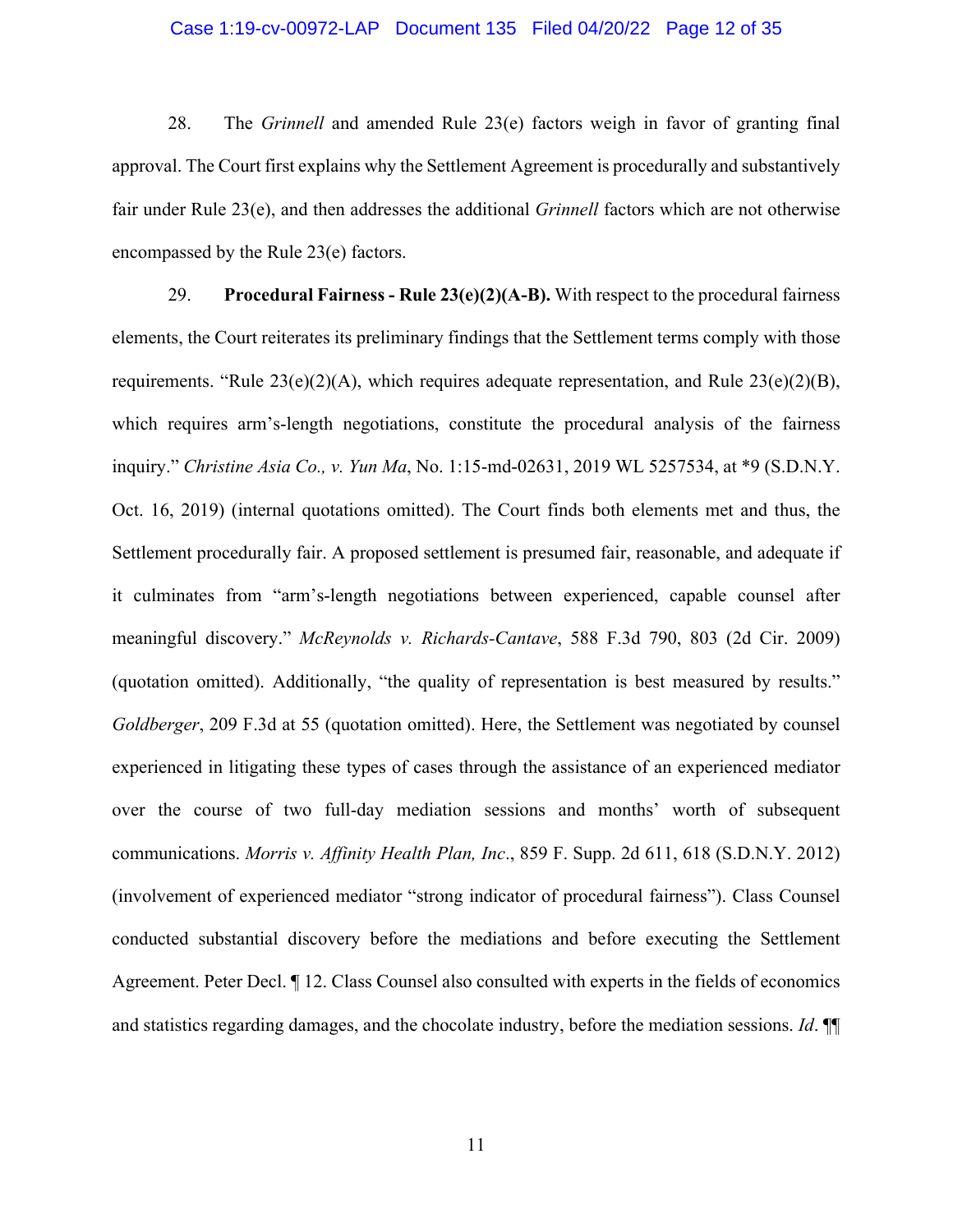28. The *Grinnell* and amended Rule 23(e) factors weigh in favor of granting final approval. The Court first explains why the Settlement Agreement is procedurally and substantively fair under Rule 23(e), and then addresses the additional *Grinnell* factors which are not otherwise encompassed by the Rule 23(e) factors.

29. **Procedural Fairness - Rule 23(e)(2)(A-B).** With respect to the procedural fairness elements, the Court reiterates its preliminary findings that the Settlement terms comply with those requirements. "Rule 23(e)(2)(A), which requires adequate representation, and Rule 23(e)(2)(B), which requires arm's-length negotiations, constitute the procedural analysis of the fairness inquiry." *Christine Asia Co., v. Yun Ma*, No. 1:15-md-02631, 2019 WL 5257534, at *9 (S.D.N.Y. Oct. 16, 2019) (internal quotations omitted). The Court finds both elements met and thus, the Settlement procedurally fair. A proposed settlement is presumed fair, reasonable, and adequate if it culminates from "arm's-length negotiations between experienced, capable counsel after meaningful discovery." *McReynolds v. Richards-Cantave*, 588 F.3d 790, 803 (2d Cir. 2009) (quotation omitted). Additionally, "the quality of representation is best measured by results." *Goldberger*, 209 F.3d at 55 (quotation omitted). Here, the Settlement was negotiated by counsel experienced in litigating these types of cases through the assistance of an experienced mediator over the course of two full-day mediation sessions and months' worth of subsequent communications. *Morris v. Affinity Health Plan, Inc.*, 859 F. Supp. 2d 611, 618 (S.D.N.Y. 2012) (involvement of experienced mediator "strong indicator of procedural fairness"). Class Counsel conducted substantial discovery before the mediations and before executing the Settlement Agreement. Peter Decl. ¶ 12. Class Counsel also consulted with experts in the fields of economics and statistics regarding damages, and the chocolate industry, before the mediation sessions. *Id*. ¶¶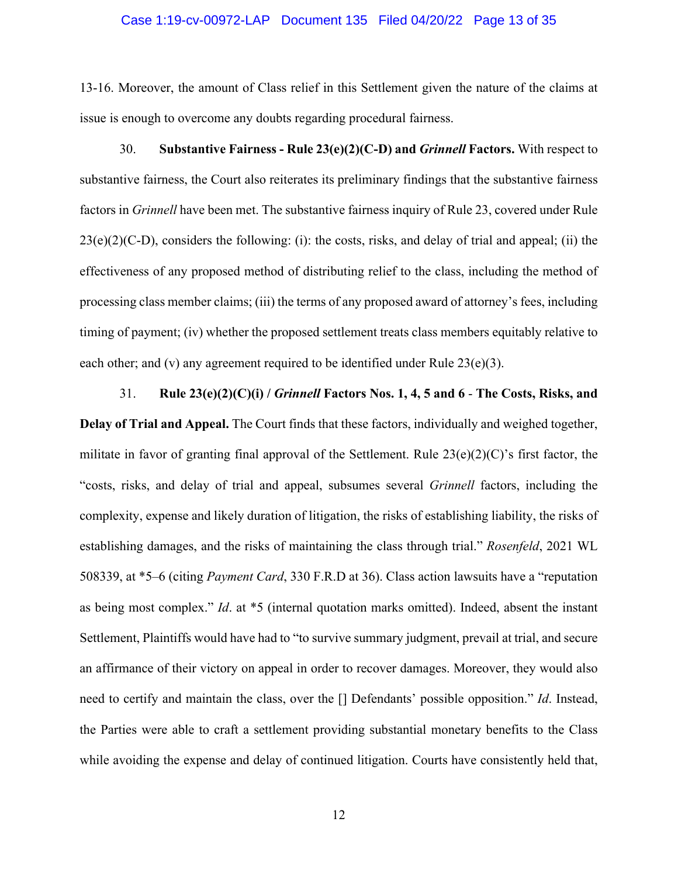13-16. Moreover, the amount of Class relief in this Settlement given the nature of the claims at issue is enough to overcome any doubts regarding procedural fairness.

30. **Substantive Fairness - Rule 23(e)(2)(C-D) and *Grinnell* Factors.** With respect to substantive fairness, the Court also reiterates its preliminary findings that the substantive fairness factors in *Grinnell* have been met. The substantive fairness inquiry of Rule 23, covered under Rule 23(e)(2)(C-D), considers the following: (i): the costs, risks, and delay of trial and appeal; (ii) the effectiveness of any proposed method of distributing relief to the class, including the method of processing class member claims; (iii) the terms of any proposed award of attorney's fees, including timing of payment; (iv) whether the proposed settlement treats class members equitably relative to each other; and (v) any agreement required to be identified under Rule 23(e)(3).

31. **Rule 23(e)(2)(C)(i) / *Grinnell* Factors Nos. 1, 4, 5 and 6 - The Costs, Risks, and Delay of Trial and Appeal.** The Court finds that these factors, individually and weighed together, militate in favor of granting final approval of the Settlement. Rule 23(e)(2)(C)'s first factor, the "costs, risks, and delay of trial and appeal, subsumes several *Grinnell* factors, including the complexity, expense and likely duration of litigation, the risks of establishing liability, the risks of establishing damages, and the risks of maintaining the class through trial." *Rosenfeld*, 2021 WL 508339, at *5–6 (citing *Payment Card*, 330 F.R.D at 36). Class action lawsuits have a "reputation as being most complex." *Id*. at *5 (internal quotation marks omitted). Indeed, absent the instant Settlement, Plaintiffs would have had to "to survive summary judgment, prevail at trial, and secure an affirmance of their victory on appeal in order to recover damages. Moreover, they would also need to certify and maintain the class, over the [] Defendants' possible opposition." *Id*. Instead, the Parties were able to craft a settlement providing substantial monetary benefits to the Class while avoiding the expense and delay of continued litigation. Courts have consistently held that,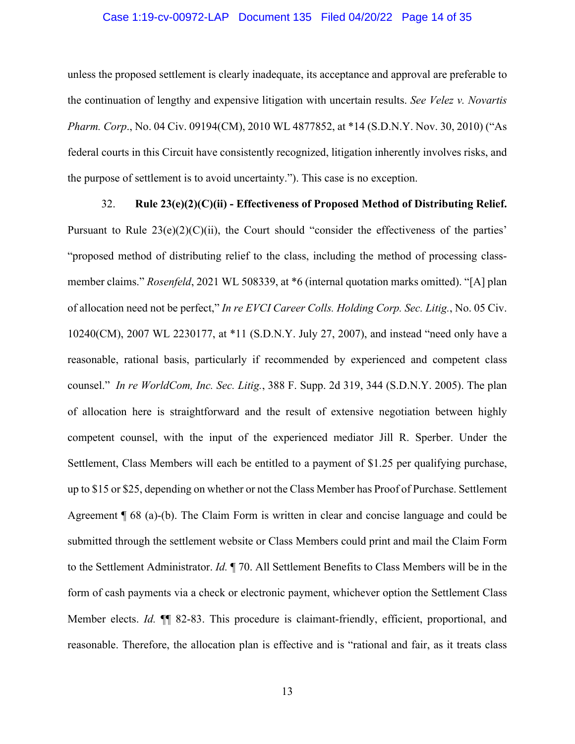unless the proposed settlement is clearly inadequate, its acceptance and approval are preferable to the continuation of lengthy and expensive litigation with uncertain results. *See Velez v. Novartis Pharm. Corp.*, No. 04 Civ. 09194(CM), 2010 WL 4877852, at *14 (S.D.N.Y. Nov. 30, 2010) ("As federal courts in this Circuit have consistently recognized, litigation inherently involves risks, and the purpose of settlement is to avoid uncertainty."). This case is no exception.

32. **Rule 23(e)(2)(C)(ii) - Effectiveness of Proposed Method of Distributing Relief.** Pursuant to Rule 23(e)(2)(C)(ii), the Court should "consider the effectiveness of the parties' "proposed method of distributing relief to the class, including the method of processing class-member claims." *Rosenfeld*, 2021 WL 508339, at *6 (internal quotation marks omitted). "[A] plan of allocation need not be perfect," *In re EVCI Career Colls. Holding Corp. Sec. Litig.*, No. 05 Civ. 10240(CM), 2007 WL 2230177, at *11 (S.D.N.Y. July 27, 2007), and instead "need only have a reasonable, rational basis, particularly if recommended by experienced and competent class counsel." *In re WorldCom, Inc. Sec. Litig.*, 388 F. Supp. 2d 319, 344 (S.D.N.Y. 2005). The plan of allocation here is straightforward and the result of extensive negotiation between highly competent counsel, with the input of the experienced mediator Jill R. Sperber. Under the Settlement, Class Members will each be entitled to a payment of $1.25 per qualifying purchase, up to $15 or $25, depending on whether or not the Class Member has Proof of Purchase. Settlement Agreement ¶ 68 (a)-(b). The Claim Form is written in clear and concise language and could be submitted through the settlement website or Class Members could print and mail the Claim Form to the Settlement Administrator. *Id.* ¶ 70. All Settlement Benefits to Class Members will be in the form of cash payments via a check or electronic payment, whichever option the Settlement Class Member elects. *Id.* ¶¶ 82-83. This procedure is claimant-friendly, efficient, proportional, and reasonable. Therefore, the allocation plan is effective and is "rational and fair, as it treats class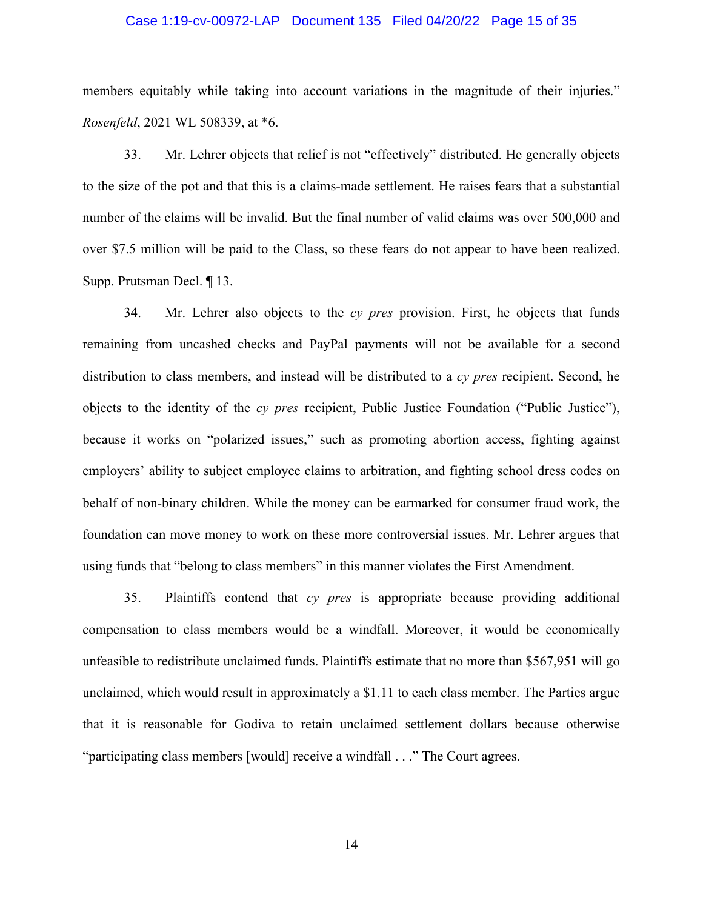members equitably while taking into account variations in the magnitude of their injuries." *Rosenfeld*, 2021 WL 508339, at *6.

33. Mr. Lehrer objects that relief is not "effectively" distributed. He generally objects to the size of the pot and that this is a claims-made settlement. He raises fears that a substantial number of the claims will be invalid. But the final number of valid claims was over 500,000 and over $7.5 million will be paid to the Class, so these fears do not appear to have been realized. Supp. Prutsman Decl. ¶ 13.

34. Mr. Lehrer also objects to the *cy pres* provision. First, he objects that funds remaining from uncashed checks and PayPal payments will not be available for a second distribution to class members, and instead will be distributed to a *cy pres* recipient. Second, he objects to the identity of the *cy pres* recipient, Public Justice Foundation ("Public Justice"), because it works on "polarized issues," such as promoting abortion access, fighting against employers' ability to subject employee claims to arbitration, and fighting school dress codes on behalf of non-binary children. While the money can be earmarked for consumer fraud work, the foundation can move money to work on these more controversial issues. Mr. Lehrer argues that using funds that "belong to class members" in this manner violates the First Amendment.

35. Plaintiffs contend that *cy pres* is appropriate because providing additional compensation to class members would be a windfall. Moreover, it would be economically unfeasible to redistribute unclaimed funds. Plaintiffs estimate that no more than $567,951 will go unclaimed, which would result in approximately a $1.11 to each class member. The Parties argue that it is reasonable for Godiva to retain unclaimed settlement dollars because otherwise "participating class members [would] receive a windfall . . ." The Court agrees.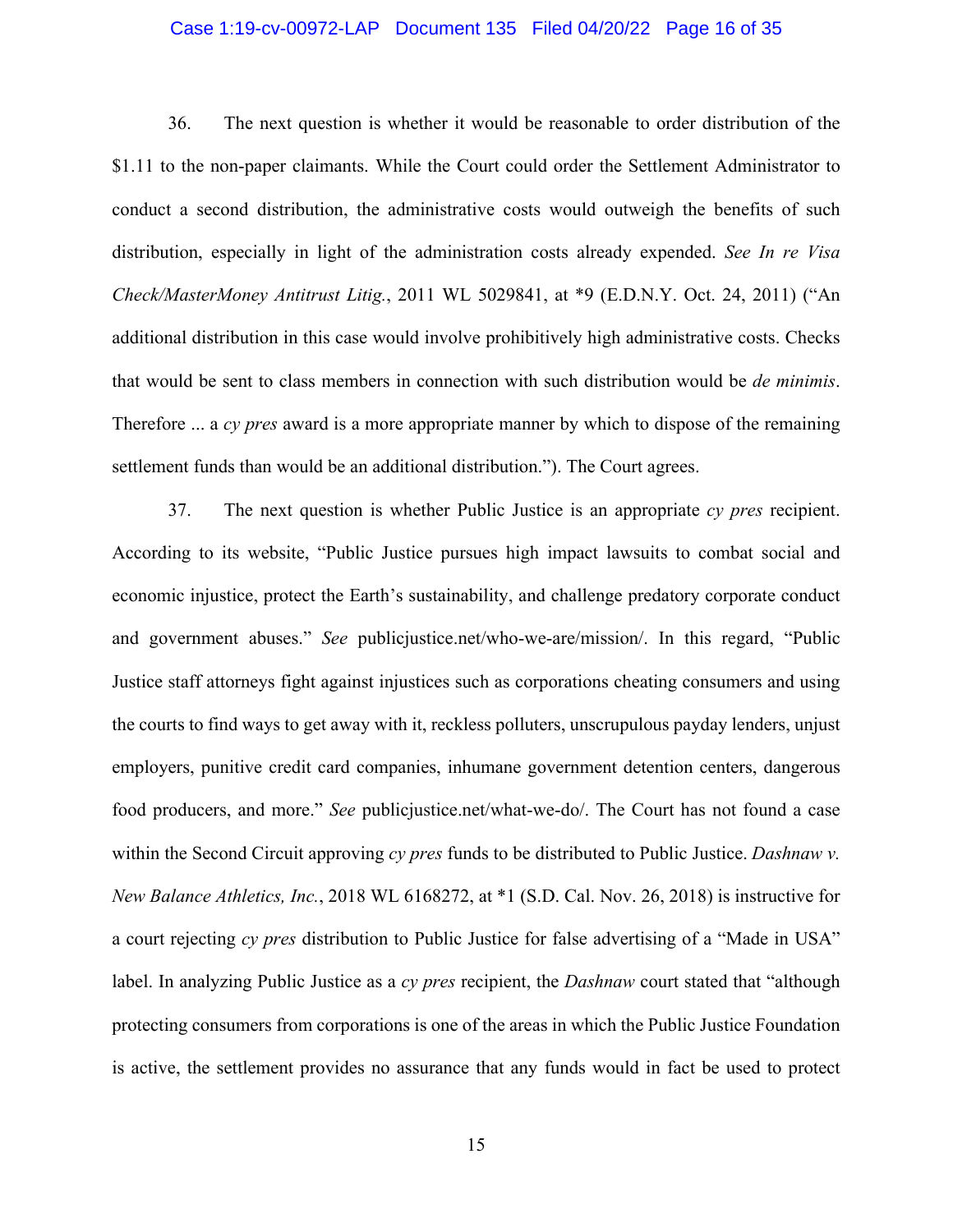36. The next question is whether it would be reasonable to order distribution of the $1.11 to the non-paper claimants. While the Court could order the Settlement Administrator to conduct a second distribution, the administrative costs would outweigh the benefits of such distribution, especially in light of the administration costs already expended. *See In re Visa Check/MasterMoney Antitrust Litig.*, 2011 WL 5029841, at *9 (E.D.N.Y. Oct. 24, 2011) ("An additional distribution in this case would involve prohibitively high administrative costs. Checks that would be sent to class members in connection with such distribution would be *de minimis*. Therefore ... a *cy pres* award is a more appropriate manner by which to dispose of the remaining settlement funds than would be an additional distribution."). The Court agrees.

37. The next question is whether Public Justice is an appropriate *cy pres* recipient. According to its website, "Public Justice pursues high impact lawsuits to combat social and economic injustice, protect the Earth's sustainability, and challenge predatory corporate conduct and government abuses." *See* publicjustice.net/who-we-are/mission/. In this regard, "Public Justice staff attorneys fight against injustices such as corporations cheating consumers and using the courts to find ways to get away with it, reckless polluters, unscrupulous payday lenders, unjust employers, punitive credit card companies, inhumane government detention centers, dangerous food producers, and more." *See* publicjustice.net/what-we-do/. The Court has not found a case within the Second Circuit approving *cy pres* funds to be distributed to Public Justice. *Dashnaw v. New Balance Athletics, Inc.*, 2018 WL 6168272, at *1 (S.D. Cal. Nov. 26, 2018) is instructive for a court rejecting *cy pres* distribution to Public Justice for false advertising of a "Made in USA" label. In analyzing Public Justice as a *cy pres* recipient, the *Dashnaw* court stated that "although protecting consumers from corporations is one of the areas in which the Public Justice Foundation is active, the settlement provides no assurance that any funds would in fact be used to protect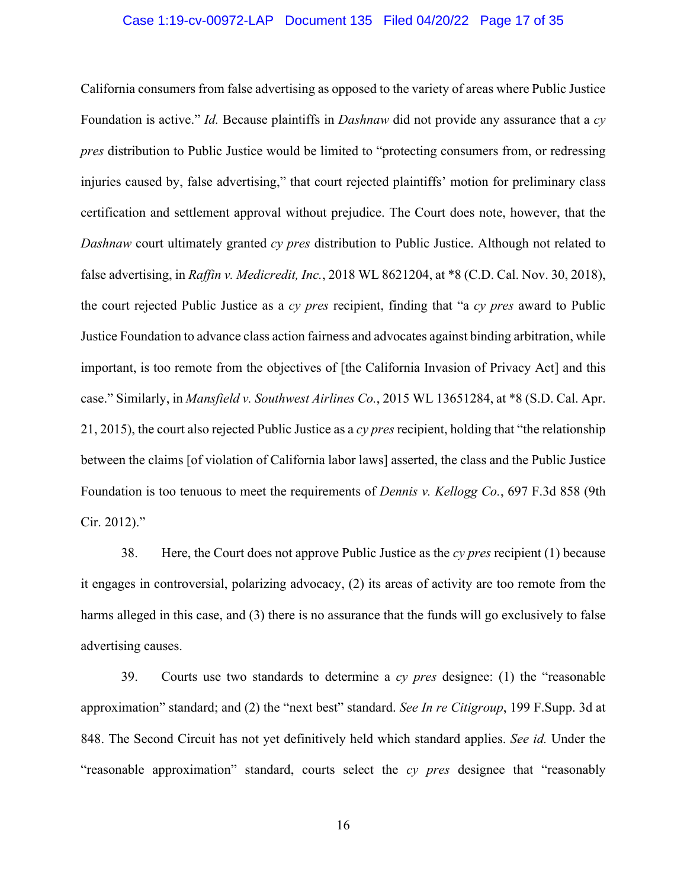California consumers from false advertising as opposed to the variety of areas where Public Justice Foundation is active." *Id.* Because plaintiffs in *Dashnaw* did not provide any assurance that a *cy pres* distribution to Public Justice would be limited to "protecting consumers from, or redressing injuries caused by, false advertising," that court rejected plaintiffs' motion for preliminary class certification and settlement approval without prejudice. The Court does note, however, that the *Dashnaw* court ultimately granted *cy pres* distribution to Public Justice. Although not related to false advertising, in *Raffin v. Medicredit, Inc.*, 2018 WL 8621204, at *8 (C.D. Cal. Nov. 30, 2018), the court rejected Public Justice as a *cy pres* recipient, finding that "a *cy pres* award to Public Justice Foundation to advance class action fairness and advocates against binding arbitration, while important, is too remote from the objectives of [the California Invasion of Privacy Act] and this case." Similarly, in *Mansfield v. Southwest Airlines Co.*, 2015 WL 13651284, at *8 (S.D. Cal. Apr. 21, 2015), the court also rejected Public Justice as a *cy pres* recipient, holding that "the relationship between the claims [of violation of California labor laws] asserted, the class and the Public Justice Foundation is too tenuous to meet the requirements of *Dennis v. Kellogg Co.*, 697 F.3d 858 (9th Cir. 2012)."

38. Here, the Court does not approve Public Justice as the *cy pres* recipient (1) because it engages in controversial, polarizing advocacy, (2) its areas of activity are too remote from the harms alleged in this case, and (3) there is no assurance that the funds will go exclusively to false advertising causes.

39. Courts use two standards to determine a *cy pres* designee: (1) the "reasonable approximation" standard; and (2) the "next best" standard. *See In re Citigroup*, 199 F.Supp. 3d at 848. The Second Circuit has not yet definitively held which standard applies. *See id.* Under the "reasonable approximation" standard, courts select the *cy pres* designee that "reasonably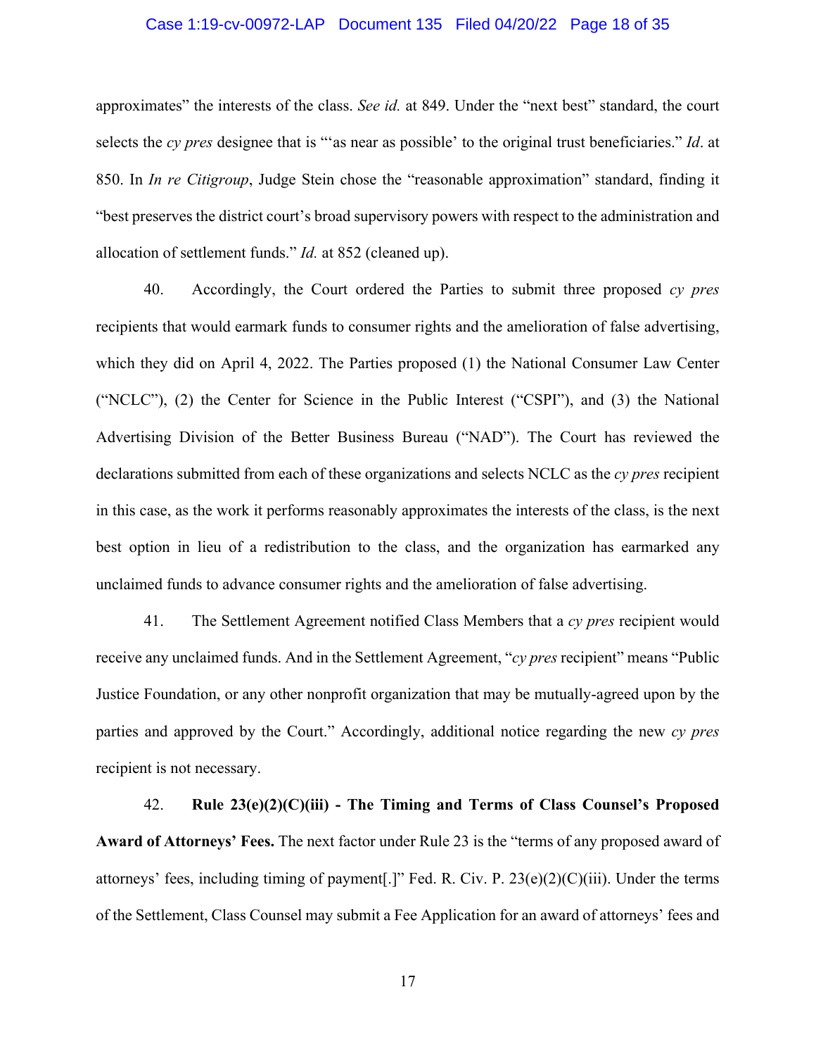approximates" the interests of the class. *See id.* at 849. Under the "next best" standard, the court selects the *cy pres* designee that is "'as near as possible' to the original trust beneficiaries." *Id*. at 850. In *In re Citigroup*, Judge Stein chose the "reasonable approximation" standard, finding it "best preserves the district court's broad supervisory powers with respect to the administration and allocation of settlement funds." *Id.* at 852 (cleaned up).

40. Accordingly, the Court ordered the Parties to submit three proposed *cy pres* recipients that would earmark funds to consumer rights and the amelioration of false advertising, which they did on April 4, 2022. The Parties proposed (1) the National Consumer Law Center ("NCLC"), (2) the Center for Science in the Public Interest ("CSPI"), and (3) the National Advertising Division of the Better Business Bureau ("NAD"). The Court has reviewed the declarations submitted from each of these organizations and selects NCLC as the *cy pres* recipient in this case, as the work it performs reasonably approximates the interests of the class, is the next best option in lieu of a redistribution to the class, and the organization has earmarked any unclaimed funds to advance consumer rights and the amelioration of false advertising.

41. The Settlement Agreement notified Class Members that a *cy pres* recipient would receive any unclaimed funds. And in the Settlement Agreement, "*cy pres* recipient" means "Public Justice Foundation, or any other nonprofit organization that may be mutually-agreed upon by the parties and approved by the Court." Accordingly, additional notice regarding the new *cy pres* recipient is not necessary.

42. **Rule 23(e)(2)(C)(iii) - The Timing and Terms of Class Counsel's Proposed Award of Attorneys' Fees.** The next factor under Rule 23 is the "terms of any proposed award of attorneys' fees, including timing of payment[.]" Fed. R. Civ. P. 23(e)(2)(C)(iii). Under the terms of the Settlement, Class Counsel may submit a Fee Application for an award of attorneys' fees and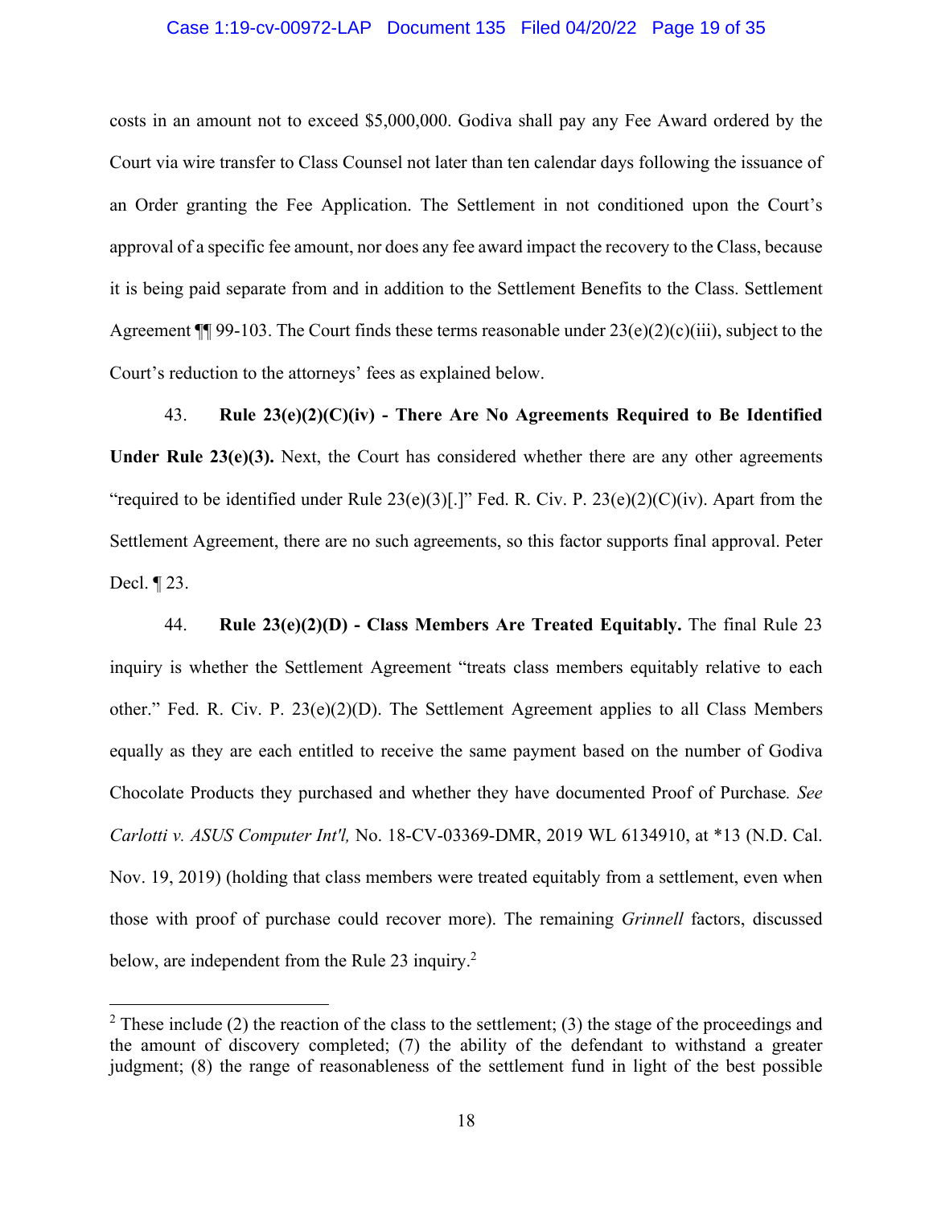costs in an amount not to exceed $5,000,000. Godiva shall pay any Fee Award ordered by the Court via wire transfer to Class Counsel not later than ten calendar days following the issuance of an Order granting the Fee Application. The Settlement in not conditioned upon the Court's approval of a specific fee amount, nor does any fee award impact the recovery to the Class, because it is being paid separate from and in addition to the Settlement Benefits to the Class. Settlement Agreement ¶¶ 99-103. The Court finds these terms reasonable under 23(e)(2)(c)(iii), subject to the Court's reduction to the attorneys' fees as explained below.

43. **Rule 23(e)(2)(C)(iv) - There Are No Agreements Required to Be Identified Under Rule 23(e)(3).** Next, the Court has considered whether there are any other agreements "required to be identified under Rule 23(e)(3)[.]" Fed. R. Civ. P. 23(e)(2)(C)(iv). Apart from the Settlement Agreement, there are no such agreements, so this factor supports final approval. Peter Decl. ¶ 23.

44. **Rule 23(e)(2)(D) - Class Members Are Treated Equitably.** The final Rule 23 inquiry is whether the Settlement Agreement "treats class members equitably relative to each other." Fed. R. Civ. P. 23(e)(2)(D). The Settlement Agreement applies to all Class Members equally as they are each entitled to receive the same payment based on the number of Godiva Chocolate Products they purchased and whether they have documented Proof of Purchase. *See Carlotti v. ASUS Computer Int'l,* No. 18-CV-03369-DMR, 2019 WL 6134910, at *13 (N.D. Cal. Nov. 19, 2019) (holding that class members were treated equitably from a settlement, even when those with proof of purchase could recover more). The remaining *Grinnell* factors, discussed below, are independent from the Rule 23 inquiry.[2]

---

[2] These include (2) the reaction of the class to the settlement; (3) the stage of the proceedings and the amount of discovery completed; (7) the ability of the defendant to withstand a greater judgment; (8) the range of reasonableness of the settlement fund in light of the best possible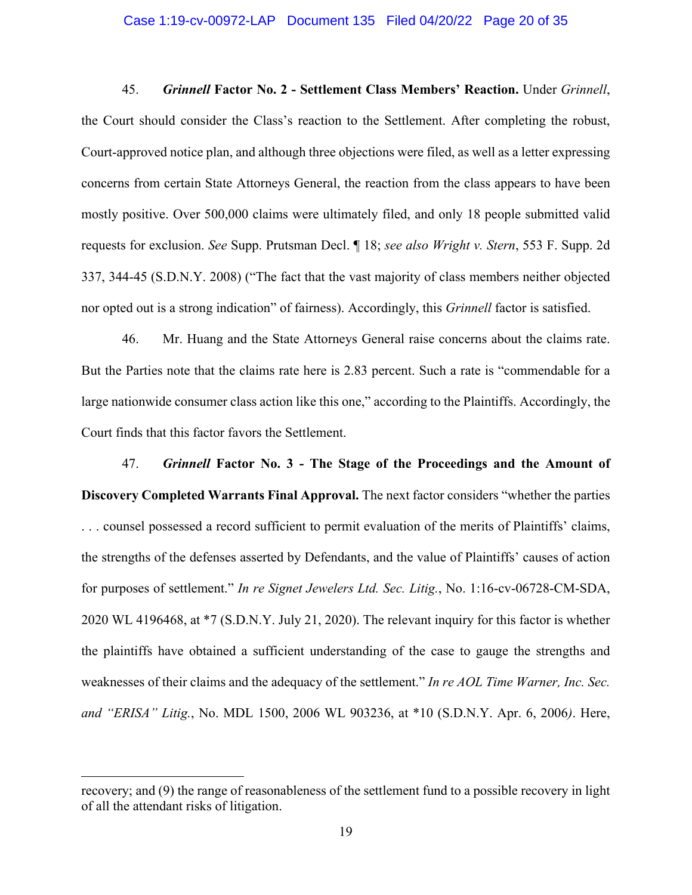45. ***Grinnell* Factor No. 2 - Settlement Class Members' Reaction.** Under *Grinnell*, the Court should consider the Class's reaction to the Settlement. After completing the robust, Court-approved notice plan, and although three objections were filed, as well as a letter expressing concerns from certain State Attorneys General, the reaction from the class appears to have been mostly positive. Over 500,000 claims were ultimately filed, and only 18 people submitted valid requests for exclusion. *See* Supp. Prutsman Decl. ¶ 18; *see also Wright v. Stern*, 553 F. Supp. 2d 337, 344-45 (S.D.N.Y. 2008) ("The fact that the vast majority of class members neither objected nor opted out is a strong indication" of fairness). Accordingly, this *Grinnell* factor is satisfied.

46. Mr. Huang and the State Attorneys General raise concerns about the claims rate. But the Parties note that the claims rate here is 2.83 percent. Such a rate is "commendable for a large nationwide consumer class action like this one," according to the Plaintiffs. Accordingly, the Court finds that this factor favors the Settlement.

47. ***Grinnell* Factor No. 3 - The Stage of the Proceedings and the Amount of Discovery Completed Warrants Final Approval.** The next factor considers "whether the parties . . . counsel possessed a record sufficient to permit evaluation of the merits of Plaintiffs' claims, the strengths of the defenses asserted by Defendants, and the value of Plaintiffs' causes of action for purposes of settlement." *In re Signet Jewelers Ltd. Sec. Litig.*, No. 1:16-cv-06728-CM-SDA, 2020 WL 4196468, at *7 (S.D.N.Y. July 21, 2020). The relevant inquiry for this factor is whether the plaintiffs have obtained a sufficient understanding of the case to gauge the strengths and weaknesses of their claims and the adequacy of the settlement." *In re AOL Time Warner, Inc. Sec. and "ERISA" Litig.*, No. MDL 1500, 2006 WL 903236, at *10 (S.D.N.Y. Apr. 6, 2006). Here,

recovery; and (9) the range of reasonableness of the settlement fund to a possible recovery in light of all the attendant risks of litigation.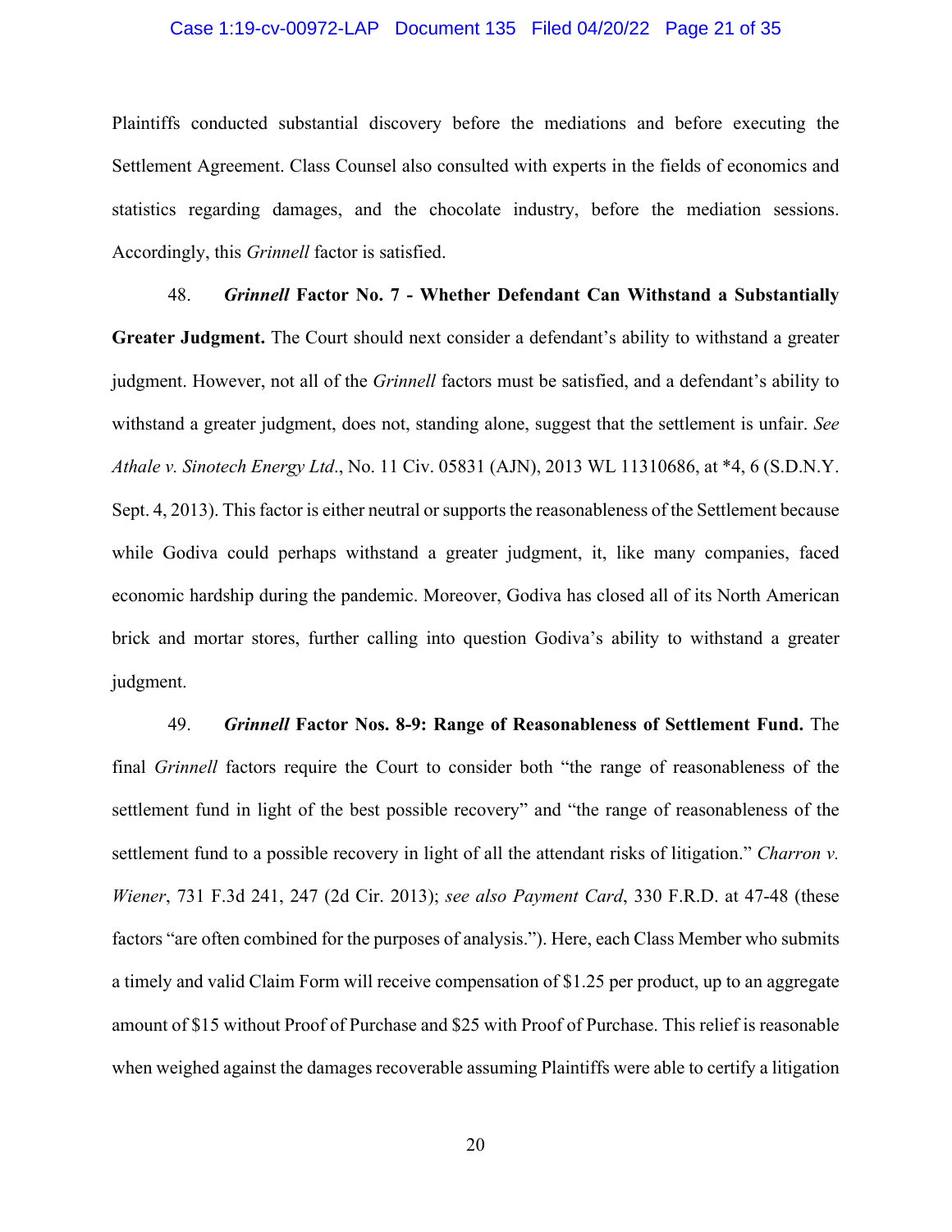Plaintiffs conducted substantial discovery before the mediations and before executing the Settlement Agreement. Class Counsel also consulted with experts in the fields of economics and statistics regarding damages, and the chocolate industry, before the mediation sessions. Accordingly, this *Grinnell* factor is satisfied.

48. ***Grinnell* Factor No. 7 - Whether Defendant Can Withstand a Substantially Greater Judgment.** The Court should next consider a defendant's ability to withstand a greater judgment. However, not all of the *Grinnell* factors must be satisfied, and a defendant's ability to withstand a greater judgment, does not, standing alone, suggest that the settlement is unfair. *See Athale v. Sinotech Energy Ltd*., No. 11 Civ. 05831 (AJN), 2013 WL 11310686, at *4, 6 (S.D.N.Y. Sept. 4, 2013). This factor is either neutral or supports the reasonableness of the Settlement because while Godiva could perhaps withstand a greater judgment, it, like many companies, faced economic hardship during the pandemic. Moreover, Godiva has closed all of its North American brick and mortar stores, further calling into question Godiva's ability to withstand a greater judgment.

49. ***Grinnell* Factor Nos. 8-9: Range of Reasonableness of Settlement Fund.** The final *Grinnell* factors require the Court to consider both "the range of reasonableness of the settlement fund in light of the best possible recovery" and "the range of reasonableness of the settlement fund to a possible recovery in light of all the attendant risks of litigation." *Charron v. Wiener*, 731 F.3d 241, 247 (2d Cir. 2013); *see also Payment Card*, 330 F.R.D. at 47-48 (these factors "are often combined for the purposes of analysis."). Here, each Class Member who submits a timely and valid Claim Form will receive compensation of $1.25 per product, up to an aggregate amount of $15 without Proof of Purchase and $25 with Proof of Purchase. This relief is reasonable when weighed against the damages recoverable assuming Plaintiffs were able to certify a litigation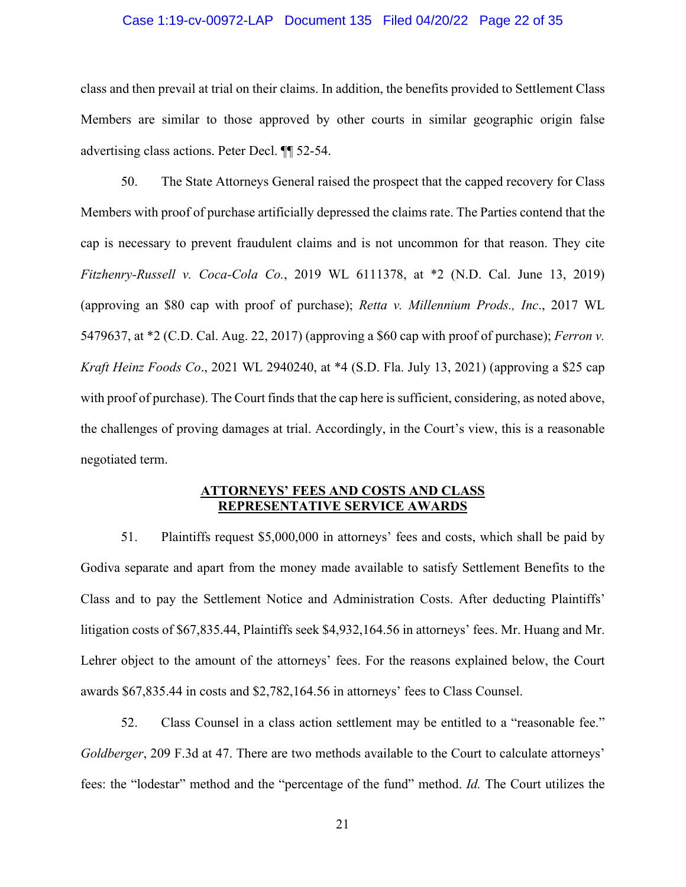class and then prevail at trial on their claims. In addition, the benefits provided to Settlement Class Members are similar to those approved by other courts in similar geographic origin false advertising class actions. Peter Decl. ¶¶ 52-54.

50. The State Attorneys General raised the prospect that the capped recovery for Class Members with proof of purchase artificially depressed the claims rate. The Parties contend that the cap is necessary to prevent fraudulent claims and is not uncommon for that reason. They cite *Fitzhenry-Russell v. Coca-Cola Co.*, 2019 WL 6111378, at *2 (N.D. Cal. June 13, 2019) (approving an $80 cap with proof of purchase); *Retta v. Millennium Prods., Inc.*, 2017 WL 5479637, at *2 (C.D. Cal. Aug. 22, 2017) (approving a $60 cap with proof of purchase); *Ferron v. Kraft Heinz Foods Co*., 2021 WL 2940240, at *4 (S.D. Fla. July 13, 2021) (approving a $25 cap with proof of purchase). The Court finds that the cap here is sufficient, considering, as noted above, the challenges of proving damages at trial. Accordingly, in the Court's view, this is a reasonable negotiated term.

## ATTORNEYS' FEES AND COSTS AND CLASS REPRESENTATIVE SERVICE AWARDS

51. Plaintiffs request $5,000,000 in attorneys' fees and costs, which shall be paid by Godiva separate and apart from the money made available to satisfy Settlement Benefits to the Class and to pay the Settlement Notice and Administration Costs. After deducting Plaintiffs' litigation costs of $67,835.44, Plaintiffs seek $4,932,164.56 in attorneys' fees. Mr. Huang and Mr. Lehrer object to the amount of the attorneys' fees. For the reasons explained below, the Court awards $67,835.44 in costs and $2,782,164.56 in attorneys' fees to Class Counsel.

52. Class Counsel in a class action settlement may be entitled to a "reasonable fee." *Goldberger*, 209 F.3d at 47. There are two methods available to the Court to calculate attorneys' fees: the "lodestar" method and the "percentage of the fund" method. *Id.* The Court utilizes the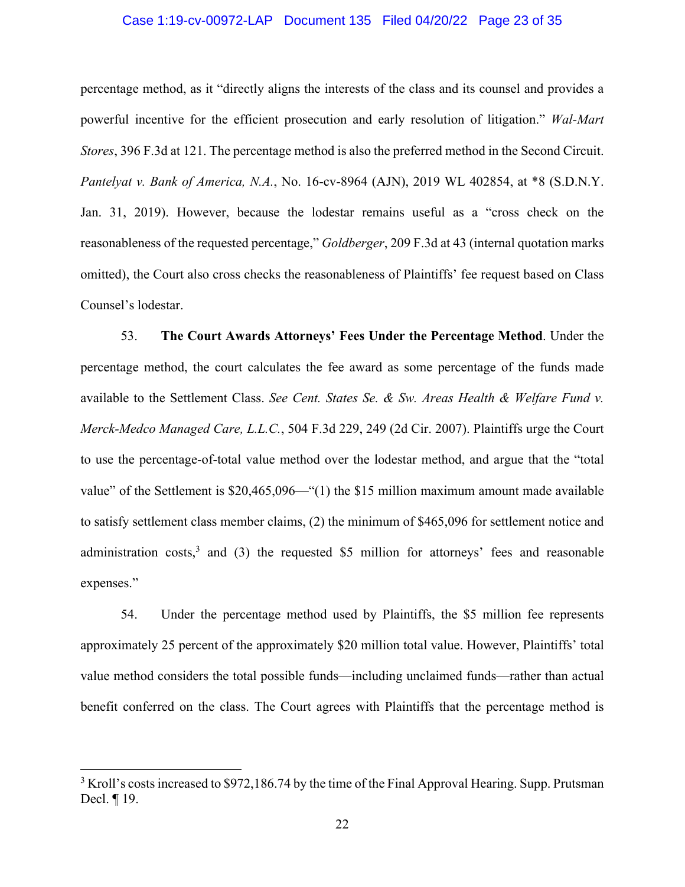percentage method, as it "directly aligns the interests of the class and its counsel and provides a powerful incentive for the efficient prosecution and early resolution of litigation." *Wal-Mart Stores*, 396 F.3d at 121. The percentage method is also the preferred method in the Second Circuit. *Pantelyat v. Bank of America, N.A.*, No. 16-cv-8964 (AJN), 2019 WL 402854, at *8 (S.D.N.Y. Jan. 31, 2019). However, because the lodestar remains useful as a "cross check on the reasonableness of the requested percentage," *Goldberger*, 209 F.3d at 43 (internal quotation marks omitted), the Court also cross checks the reasonableness of Plaintiffs' fee request based on Class Counsel's lodestar.

53. **The Court Awards Attorneys' Fees Under the Percentage Method**. Under the percentage method, the court calculates the fee award as some percentage of the funds made available to the Settlement Class. *See Cent. States Se. & Sw. Areas Health & Welfare Fund v. Merck-Medco Managed Care, L.L.C.*, 504 F.3d 229, 249 (2d Cir. 2007). Plaintiffs urge the Court to use the percentage-of-total value method over the lodestar method, and argue that the "total value" of the Settlement is $20,465,096—"(1) the $15 million maximum amount made available to satisfy settlement class member claims, (2) the minimum of $465,096 for settlement notice and administration costs,[3] and (3) the requested $5 million for attorneys' fees and reasonable expenses."

54. Under the percentage method used by Plaintiffs, the $5 million fee represents approximately 25 percent of the approximately $20 million total value. However, Plaintiffs' total value method considers the total possible funds—including unclaimed funds—rather than actual benefit conferred on the class. The Court agrees with Plaintiffs that the percentage method is

---

[3] Kroll's costs increased to $972,186.74 by the time of the Final Approval Hearing. Supp. Prutsman Decl. ¶ 19.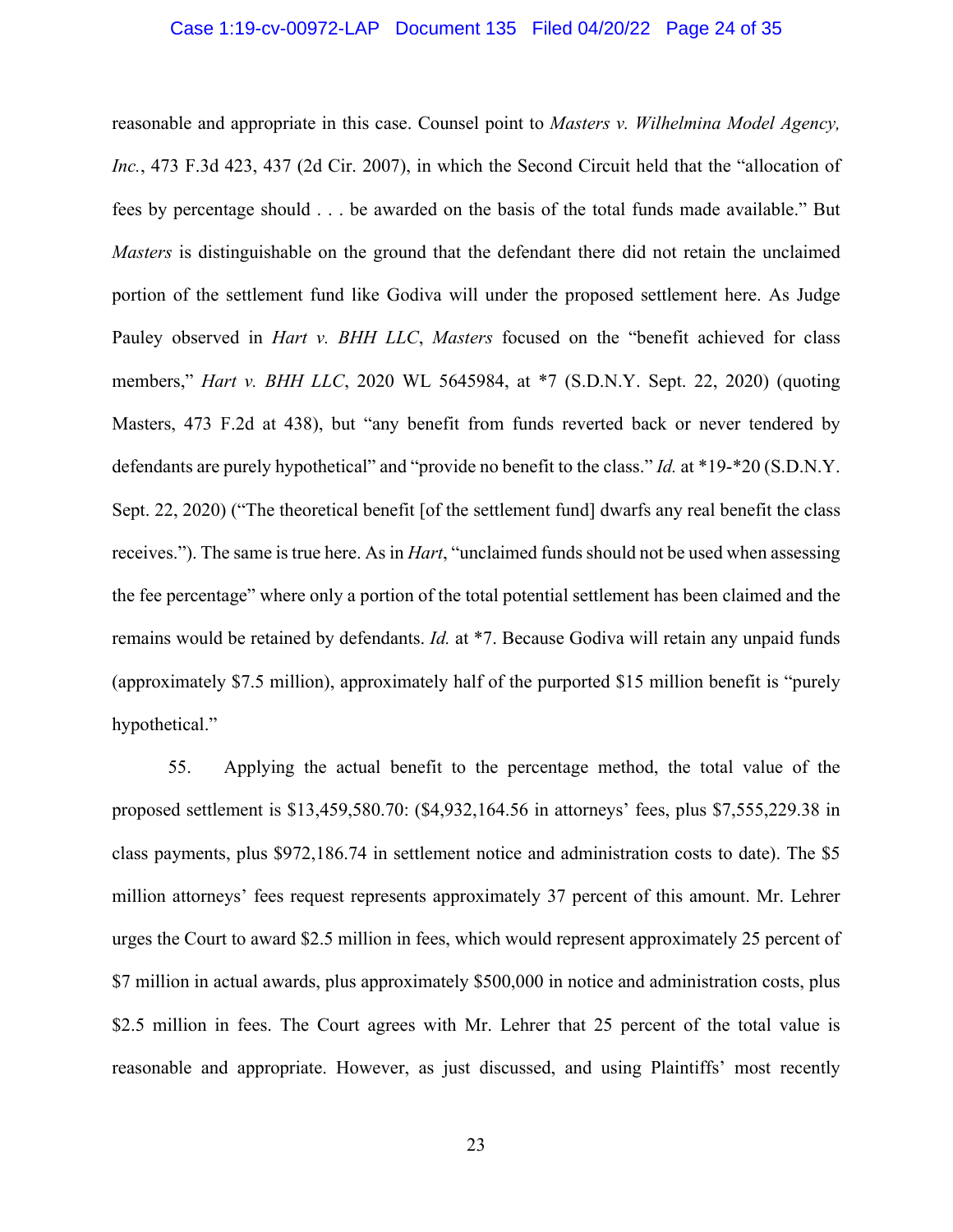reasonable and appropriate in this case. Counsel point to *Masters v. Wilhelmina Model Agency, Inc.*, 473 F.3d 423, 437 (2d Cir. 2007), in which the Second Circuit held that the "allocation of fees by percentage should . . . be awarded on the basis of the total funds made available." But *Masters* is distinguishable on the ground that the defendant there did not retain the unclaimed portion of the settlement fund like Godiva will under the proposed settlement here. As Judge Pauley observed in *Hart v. BHH LLC*, *Masters* focused on the "benefit achieved for class members," *Hart v. BHH LLC*, 2020 WL 5645984, at *7 (S.D.N.Y. Sept. 22, 2020) (quoting Masters, 473 F.2d at 438), but "any benefit from funds reverted back or never tendered by defendants are purely hypothetical" and "provide no benefit to the class." *Id.* at *19-*20 (S.D.N.Y. Sept. 22, 2020) ("The theoretical benefit [of the settlement fund] dwarfs any real benefit the class receives."). The same is true here. As in *Hart*, "unclaimed funds should not be used when assessing the fee percentage" where only a portion of the total potential settlement has been claimed and the remains would be retained by defendants. *Id.* at *7. Because Godiva will retain any unpaid funds (approximately $7.5 million), approximately half of the purported $15 million benefit is "purely hypothetical."

55. Applying the actual benefit to the percentage method, the total value of the proposed settlement is $13,459,580.70: ($4,932,164.56 in attorneys' fees, plus $7,555,229.38 in class payments, plus $972,186.74 in settlement notice and administration costs to date). The $5 million attorneys' fees request represents approximately 37 percent of this amount. Mr. Lehrer urges the Court to award $2.5 million in fees, which would represent approximately 25 percent of $7 million in actual awards, plus approximately $500,000 in notice and administration costs, plus $2.5 million in fees. The Court agrees with Mr. Lehrer that 25 percent of the total value is reasonable and appropriate. However, as just discussed, and using Plaintiffs' most recently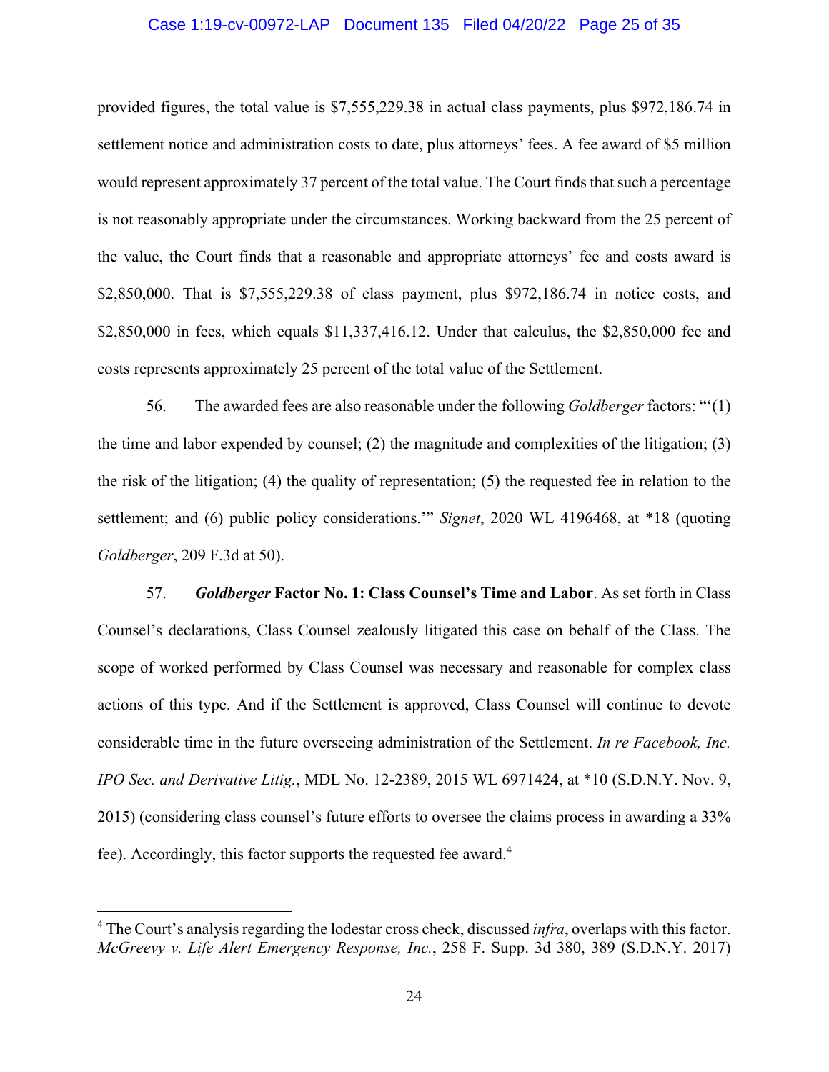provided figures, the total value is $7,555,229.38 in actual class payments, plus $972,186.74 in settlement notice and administration costs to date, plus attorneys' fees. A fee award of $5 million would represent approximately 37 percent of the total value. The Court finds that such a percentage is not reasonably appropriate under the circumstances. Working backward from the 25 percent of the value, the Court finds that a reasonable and appropriate attorneys' fee and costs award is $2,850,000. That is $7,555,229.38 of class payment, plus $972,186.74 in notice costs, and $2,850,000 in fees, which equals $11,337,416.12. Under that calculus, the $2,850,000 fee and costs represents approximately 25 percent of the total value of the Settlement.

56. The awarded fees are also reasonable under the following *Goldberger* factors: "'(1) the time and labor expended by counsel; (2) the magnitude and complexities of the litigation; (3) the risk of the litigation; (4) the quality of representation; (5) the requested fee in relation to the settlement; and (6) public policy considerations.'" *Signet*, 2020 WL 4196468, at *18 (quoting *Goldberger*, 209 F.3d at 50).

57. ***Goldberger* Factor No. 1: Class Counsel's Time and Labor**. As set forth in Class Counsel's declarations, Class Counsel zealously litigated this case on behalf of the Class. The scope of worked performed by Class Counsel was necessary and reasonable for complex class actions of this type. And if the Settlement is approved, Class Counsel will continue to devote considerable time in the future overseeing administration of the Settlement. *In re Facebook, Inc. IPO Sec. and Derivative Litig.*, MDL No. 12-2389, 2015 WL 6971424, at *10 (S.D.N.Y. Nov. 9, 2015) (considering class counsel's future efforts to oversee the claims process in awarding a 33% fee). Accordingly, this factor supports the requested fee award.[4]

---

[4] The Court's analysis regarding the lodestar cross check, discussed *infra*, overlaps with this factor. *McGreevy v. Life Alert Emergency Response, Inc.*, 258 F. Supp. 3d 380, 389 (S.D.N.Y. 2017)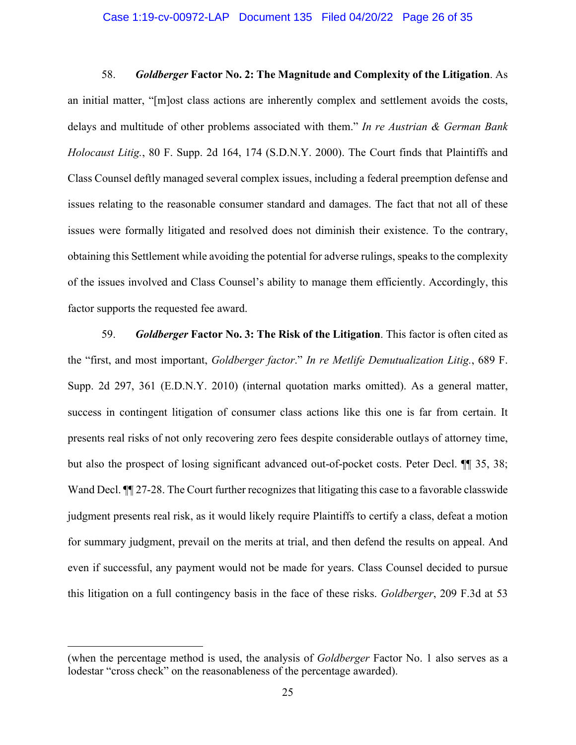58. ***Goldberger* Factor No. 2: The Magnitude and Complexity of the Litigation**. As an initial matter, "[m]ost class actions are inherently complex and settlement avoids the costs, delays and multitude of other problems associated with them." *In re Austrian & German Bank Holocaust Litig.*, 80 F. Supp. 2d 164, 174 (S.D.N.Y. 2000). The Court finds that Plaintiffs and Class Counsel deftly managed several complex issues, including a federal preemption defense and issues relating to the reasonable consumer standard and damages. The fact that not all of these issues were formally litigated and resolved does not diminish their existence. To the contrary, obtaining this Settlement while avoiding the potential for adverse rulings, speaks to the complexity of the issues involved and Class Counsel's ability to manage them efficiently. Accordingly, this factor supports the requested fee award.

59. ***Goldberger* Factor No. 3: The Risk of the Litigation**. This factor is often cited as the "first, and most important, *Goldberger factor*." *In re Metlife Demutualization Litig.*, 689 F. Supp. 2d 297, 361 (E.D.N.Y. 2010) (internal quotation marks omitted). As a general matter, success in contingent litigation of consumer class actions like this one is far from certain. It presents real risks of not only recovering zero fees despite considerable outlays of attorney time, but also the prospect of losing significant advanced out-of-pocket costs. Peter Decl. ¶¶ 35, 38; Wand Decl. ¶¶ 27-28. The Court further recognizes that litigating this case to a favorable classwide judgment presents real risk, as it would likely require Plaintiffs to certify a class, defeat a motion for summary judgment, prevail on the merits at trial, and then defend the results on appeal. And even if successful, any payment would not be made for years. Class Counsel decided to pursue this litigation on a full contingency basis in the face of these risks. *Goldberger*, 209 F.3d at 53

---

(when the percentage method is used, the analysis of *Goldberger* Factor No. 1 also serves as a lodestar "cross check" on the reasonableness of the percentage awarded).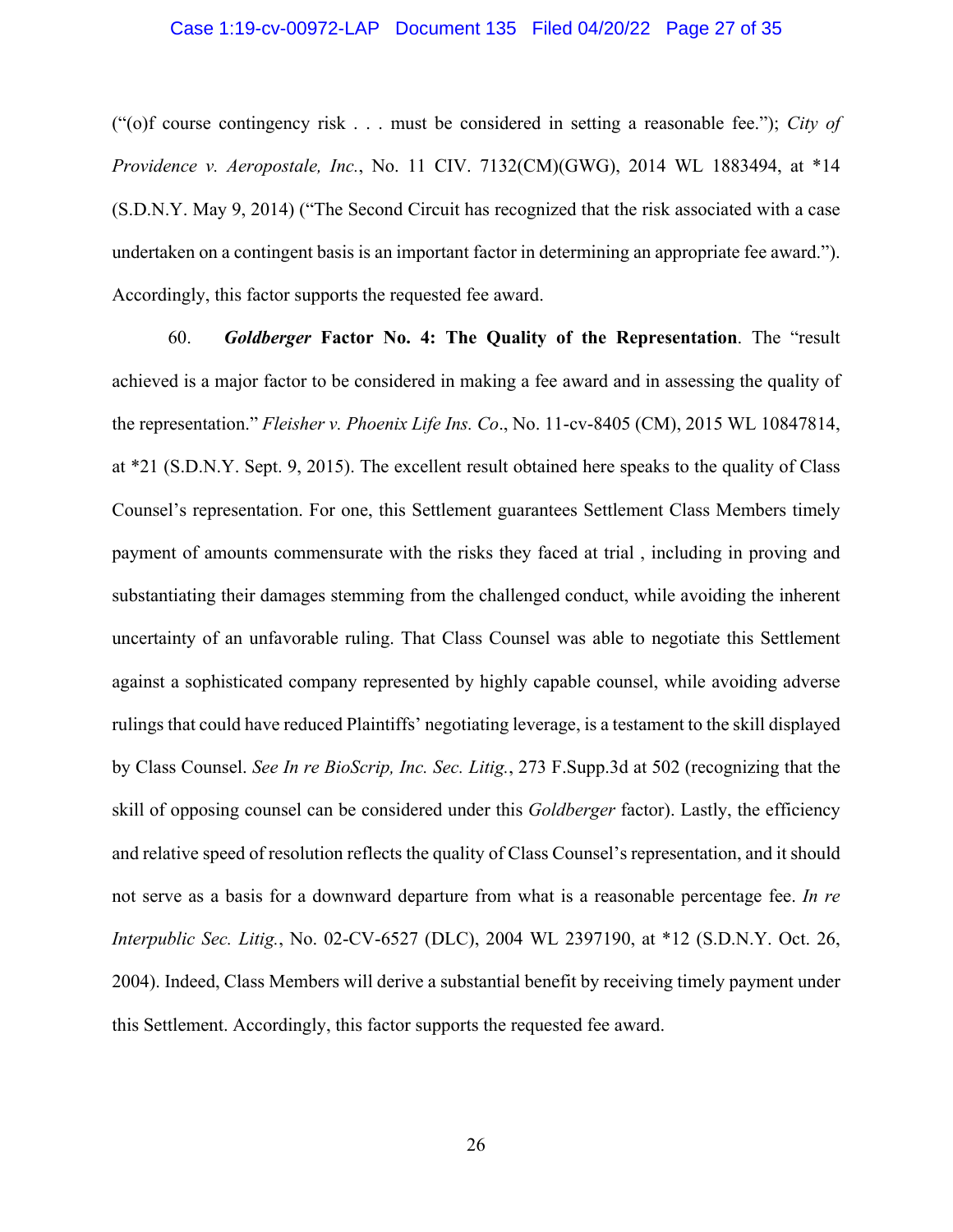("(o)f course contingency risk . . . must be considered in setting a reasonable fee."); *City of Providence v. Aeropostale, Inc.*, No. 11 CIV. 7132(CM)(GWG), 2014 WL 1883494, at *14 (S.D.N.Y. May 9, 2014) ("The Second Circuit has recognized that the risk associated with a case undertaken on a contingent basis is an important factor in determining an appropriate fee award."). Accordingly, this factor supports the requested fee award.

60. ***Goldberger* Factor No. 4: The Quality of the Representation**. The "result achieved is a major factor to be considered in making a fee award and in assessing the quality of the representation." *Fleisher v. Phoenix Life Ins. Co*., No. 11-cv-8405 (CM), 2015 WL 10847814, at *21 (S.D.N.Y. Sept. 9, 2015). The excellent result obtained here speaks to the quality of Class Counsel's representation. For one, this Settlement guarantees Settlement Class Members timely payment of amounts commensurate with the risks they faced at trial , including in proving and substantiating their damages stemming from the challenged conduct, while avoiding the inherent uncertainty of an unfavorable ruling. That Class Counsel was able to negotiate this Settlement against a sophisticated company represented by highly capable counsel, while avoiding adverse rulings that could have reduced Plaintiffs' negotiating leverage, is a testament to the skill displayed by Class Counsel. *See In re BioScrip, Inc. Sec. Litig.*, 273 F.Supp.3d at 502 (recognizing that the skill of opposing counsel can be considered under this *Goldberger* factor). Lastly, the efficiency and relative speed of resolution reflects the quality of Class Counsel's representation, and it should not serve as a basis for a downward departure from what is a reasonable percentage fee. *In re Interpublic Sec. Litig.*, No. 02-CV-6527 (DLC), 2004 WL 2397190, at *12 (S.D.N.Y. Oct. 26, 2004). Indeed, Class Members will derive a substantial benefit by receiving timely payment under this Settlement. Accordingly, this factor supports the requested fee award.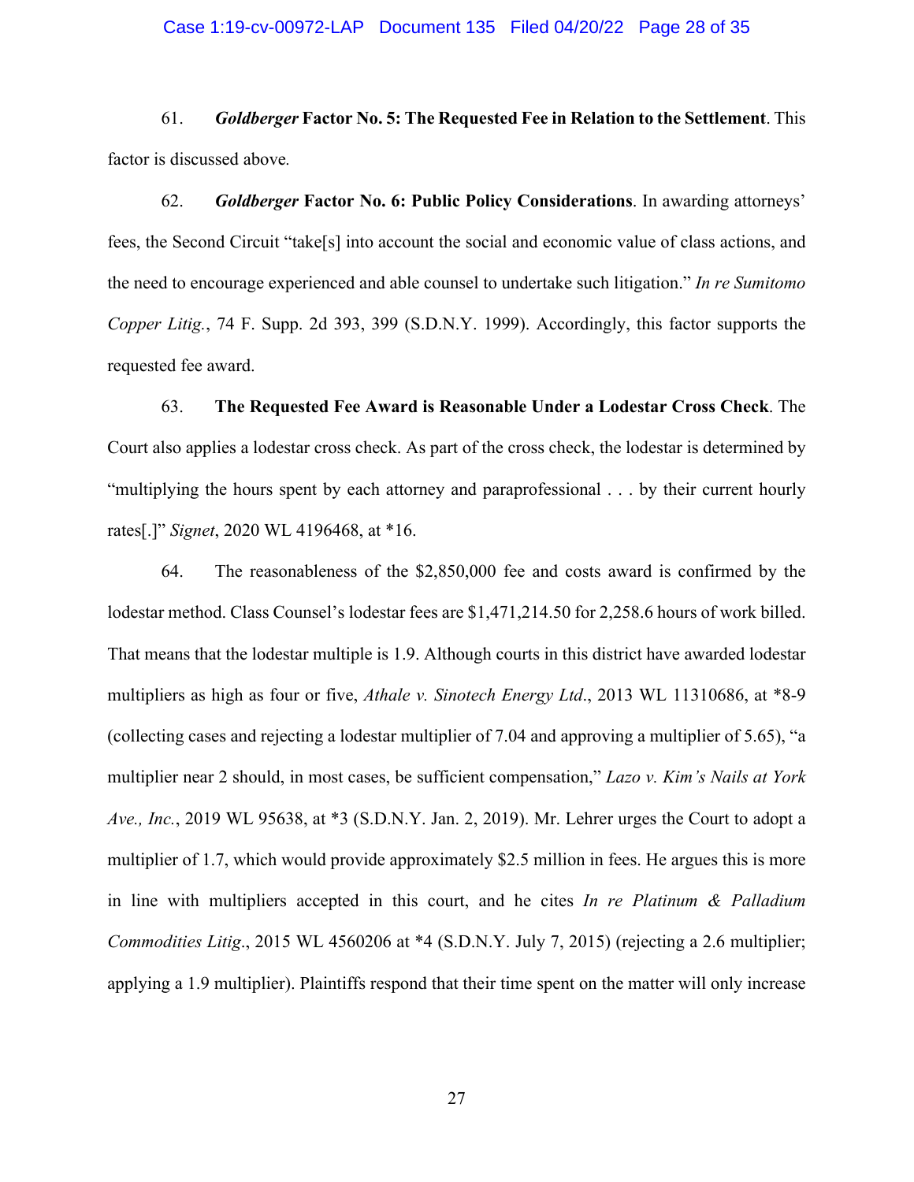61. ***Goldberger* Factor No. 5: The Requested Fee in Relation to the Settlement**. This factor is discussed above.

62. ***Goldberger* Factor No. 6: Public Policy Considerations**. In awarding attorneys' fees, the Second Circuit "take[s] into account the social and economic value of class actions, and the need to encourage experienced and able counsel to undertake such litigation." *In re Sumitomo Copper Litig.*, 74 F. Supp. 2d 393, 399 (S.D.N.Y. 1999). Accordingly, this factor supports the requested fee award.

63. **The Requested Fee Award is Reasonable Under a Lodestar Cross Check**. The Court also applies a lodestar cross check. As part of the cross check, the lodestar is determined by "multiplying the hours spent by each attorney and paraprofessional . . . by their current hourly rates[.]" *Signet*, 2020 WL 4196468, at *16.

64. The reasonableness of the $2,850,000 fee and costs award is confirmed by the lodestar method. Class Counsel's lodestar fees are $1,471,214.50 for 2,258.6 hours of work billed. That means that the lodestar multiple is 1.9. Although courts in this district have awarded lodestar multipliers as high as four or five, *Athale v. Sinotech Energy Ltd.*, 2013 WL 11310686, at *8-9 (collecting cases and rejecting a lodestar multiplier of 7.04 and approving a multiplier of 5.65), "a multiplier near 2 should, in most cases, be sufficient compensation," *Lazo v. Kim's Nails at York Ave., Inc.*, 2019 WL 95638, at *3 (S.D.N.Y. Jan. 2, 2019). Mr. Lehrer urges the Court to adopt a multiplier of 1.7, which would provide approximately $2.5 million in fees. He argues this is more in line with multipliers accepted in this court, and he cites *In re Platinum & Palladium Commodities Litig.*, 2015 WL 4560206 at *4 (S.D.N.Y. July 7, 2015) (rejecting a 2.6 multiplier; applying a 1.9 multiplier). Plaintiffs respond that their time spent on the matter will only increase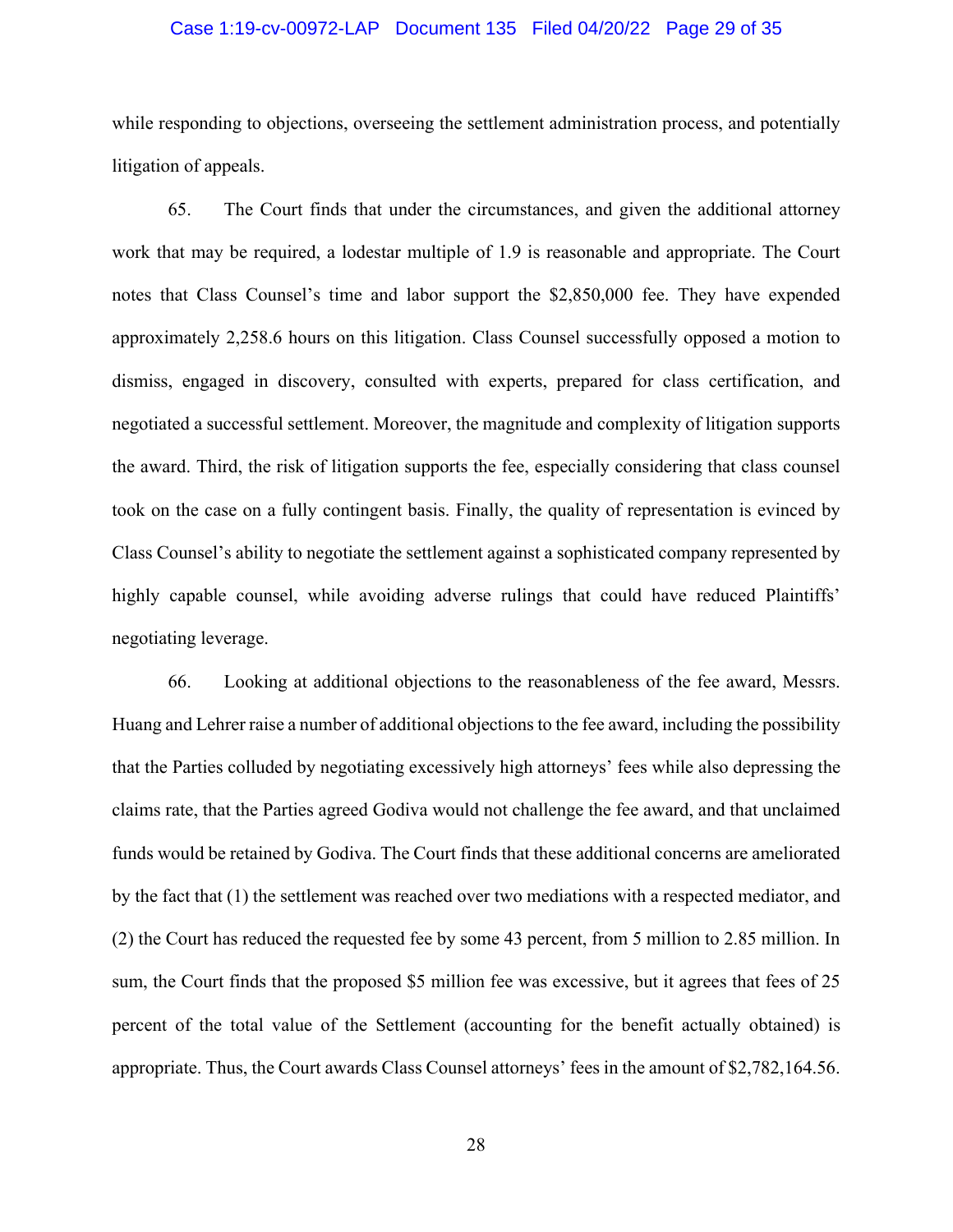while responding to objections, overseeing the settlement administration process, and potentially litigation of appeals.

65. The Court finds that under the circumstances, and given the additional attorney work that may be required, a lodestar multiple of 1.9 is reasonable and appropriate. The Court notes that Class Counsel's time and labor support the $2,850,000 fee. They have expended approximately 2,258.6 hours on this litigation. Class Counsel successfully opposed a motion to dismiss, engaged in discovery, consulted with experts, prepared for class certification, and negotiated a successful settlement. Moreover, the magnitude and complexity of litigation supports the award. Third, the risk of litigation supports the fee, especially considering that class counsel took on the case on a fully contingent basis. Finally, the quality of representation is evinced by Class Counsel's ability to negotiate the settlement against a sophisticated company represented by highly capable counsel, while avoiding adverse rulings that could have reduced Plaintiffs' negotiating leverage.

66. Looking at additional objections to the reasonableness of the fee award, Messrs. Huang and Lehrer raise a number of additional objections to the fee award, including the possibility that the Parties colluded by negotiating excessively high attorneys' fees while also depressing the claims rate, that the Parties agreed Godiva would not challenge the fee award, and that unclaimed funds would be retained by Godiva. The Court finds that these additional concerns are ameliorated by the fact that (1) the settlement was reached over two mediations with a respected mediator, and (2) the Court has reduced the requested fee by some 43 percent, from 5 million to 2.85 million. In sum, the Court finds that the proposed $5 million fee was excessive, but it agrees that fees of 25 percent of the total value of the Settlement (accounting for the benefit actually obtained) is appropriate. Thus, the Court awards Class Counsel attorneys' fees in the amount of $2,782,164.56.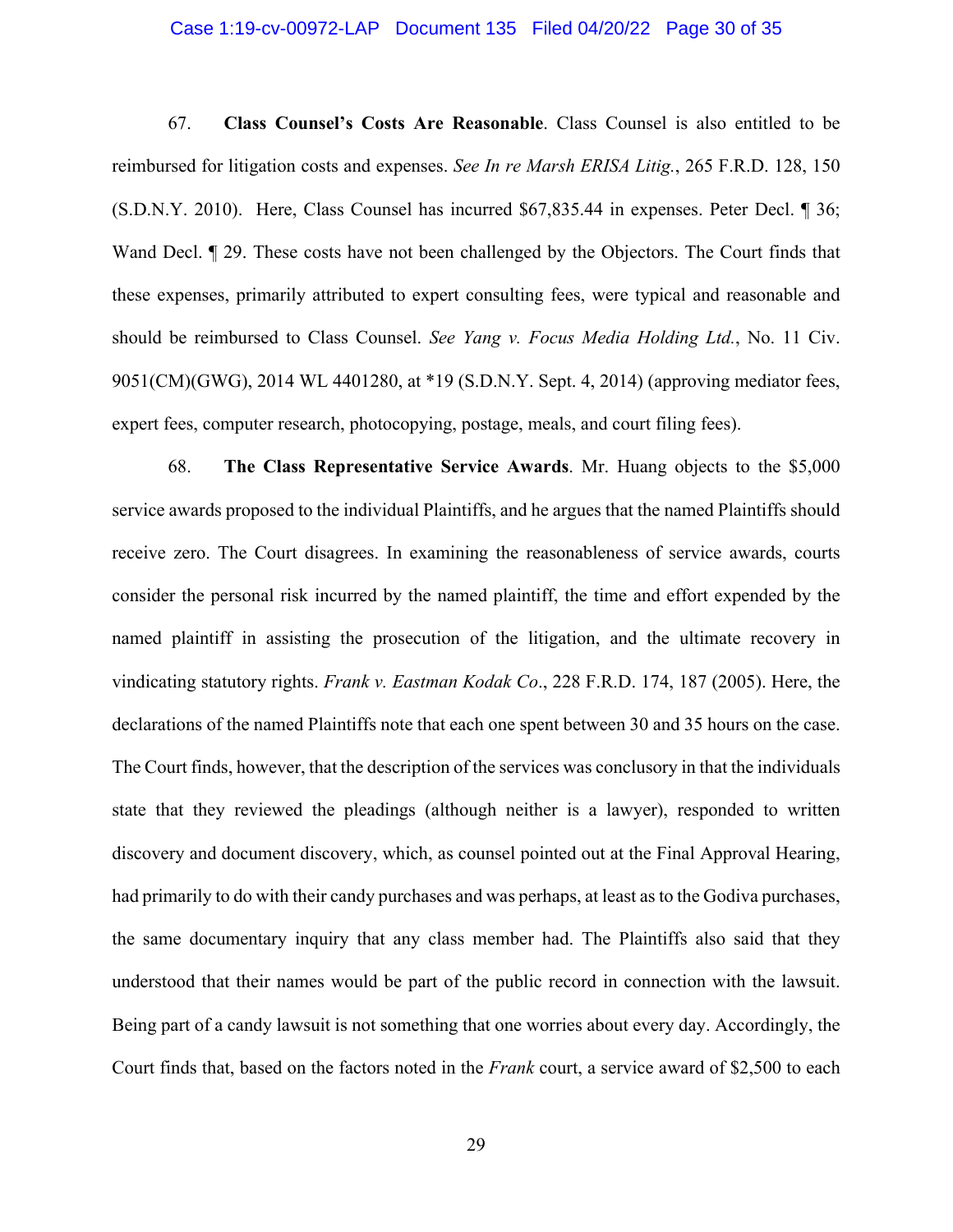67. **Class Counsel's Costs Are Reasonable**. Class Counsel is also entitled to be reimbursed for litigation costs and expenses. *See In re Marsh ERISA Litig.*, 265 F.R.D. 128, 150 (S.D.N.Y. 2010). Here, Class Counsel has incurred $67,835.44 in expenses. Peter Decl. ¶ 36; Wand Decl. ¶ 29. These costs have not been challenged by the Objectors. The Court finds that these expenses, primarily attributed to expert consulting fees, were typical and reasonable and should be reimbursed to Class Counsel. *See Yang v. Focus Media Holding Ltd.*, No. 11 Civ. 9051(CM)(GWG), 2014 WL 4401280, at *19 (S.D.N.Y. Sept. 4, 2014) (approving mediator fees, expert fees, computer research, photocopying, postage, meals, and court filing fees).

68. **The Class Representative Service Awards**. Mr. Huang objects to the $5,000 service awards proposed to the individual Plaintiffs, and he argues that the named Plaintiffs should receive zero. The Court disagrees. In examining the reasonableness of service awards, courts consider the personal risk incurred by the named plaintiff, the time and effort expended by the named plaintiff in assisting the prosecution of the litigation, and the ultimate recovery in vindicating statutory rights. *Frank v. Eastman Kodak Co*., 228 F.R.D. 174, 187 (2005). Here, the declarations of the named Plaintiffs note that each one spent between 30 and 35 hours on the case. The Court finds, however, that the description of the services was conclusory in that the individuals state that they reviewed the pleadings (although neither is a lawyer), responded to written discovery and document discovery, which, as counsel pointed out at the Final Approval Hearing, had primarily to do with their candy purchases and was perhaps, at least as to the Godiva purchases, the same documentary inquiry that any class member had. The Plaintiffs also said that they understood that their names would be part of the public record in connection with the lawsuit. Being part of a candy lawsuit is not something that one worries about every day. Accordingly, the Court finds that, based on the factors noted in the *Frank* court, a service award of $2,500 to each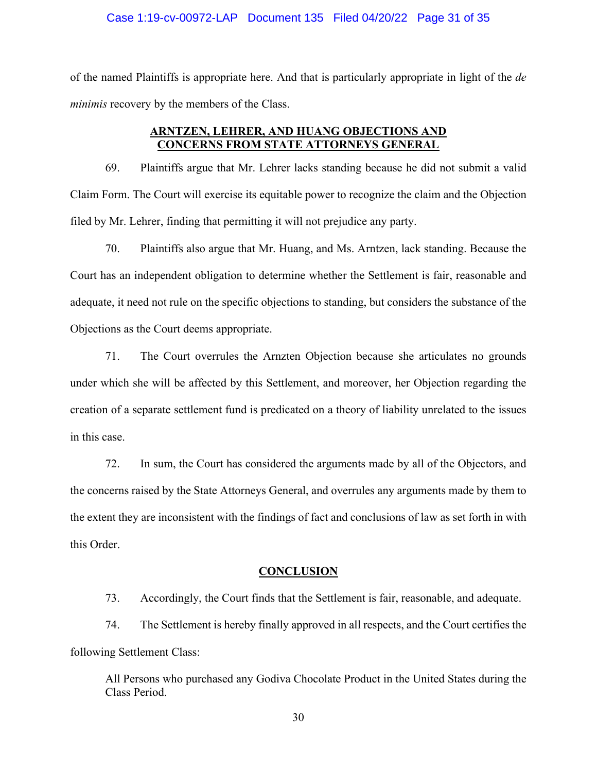of the named Plaintiffs is appropriate here. And that is particularly appropriate in light of the *de minimis* recovery by the members of the Class.

## ARNTZEN, LEHRER, AND HUANG OBJECTIONS AND CONCERNS FROM STATE ATTORNEYS GENERAL

69. Plaintiffs argue that Mr. Lehrer lacks standing because he did not submit a valid Claim Form. The Court will exercise its equitable power to recognize the claim and the Objection filed by Mr. Lehrer, finding that permitting it will not prejudice any party.

70. Plaintiffs also argue that Mr. Huang, and Ms. Arntzen, lack standing. Because the Court has an independent obligation to determine whether the Settlement is fair, reasonable and adequate, it need not rule on the specific objections to standing, but considers the substance of the Objections as the Court deems appropriate.

71. The Court overrules the Arnzten Objection because she articulates no grounds under which she will be affected by this Settlement, and moreover, her Objection regarding the creation of a separate settlement fund is predicated on a theory of liability unrelated to the issues in this case.

72. In sum, the Court has considered the arguments made by all of the Objectors, and the concerns raised by the State Attorneys General, and overrules any arguments made by them to the extent they are inconsistent with the findings of fact and conclusions of law as set forth in with this Order.

## CONCLUSION

73. Accordingly, the Court finds that the Settlement is fair, reasonable, and adequate.

74. The Settlement is hereby finally approved in all respects, and the Court certifies the following Settlement Class:

> All Persons who purchased any Godiva Chocolate Product in the United States during the Class Period.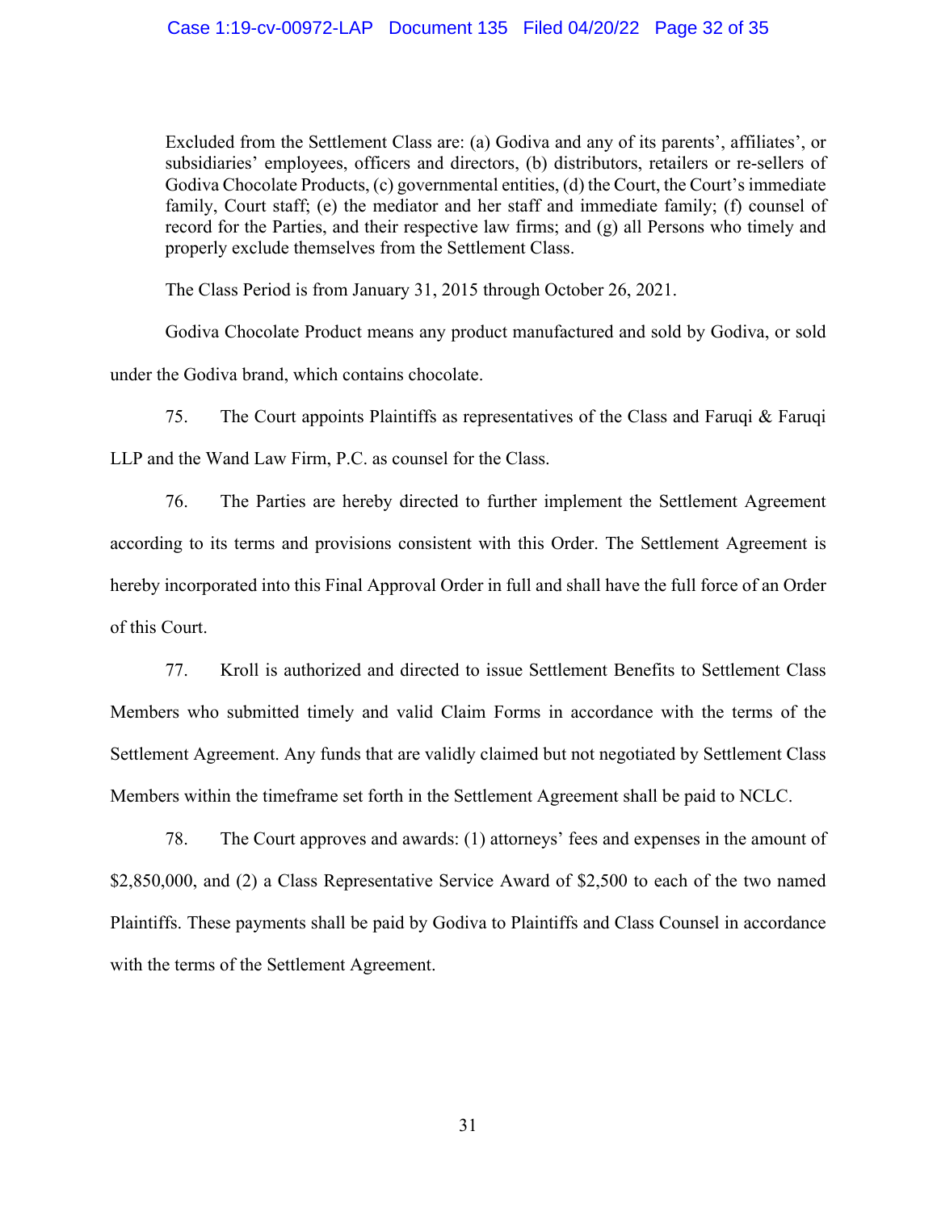Excluded from the Settlement Class are: (a) Godiva and any of its parents', affiliates', or subsidiaries' employees, officers and directors, (b) distributors, retailers or re-sellers of Godiva Chocolate Products, (c) governmental entities, (d) the Court, the Court's immediate family, Court staff; (e) the mediator and her staff and immediate family; (f) counsel of record for the Parties, and their respective law firms; and (g) all Persons who timely and properly exclude themselves from the Settlement Class.

The Class Period is from January 31, 2015 through October 26, 2021.

Godiva Chocolate Product means any product manufactured and sold by Godiva, or sold under the Godiva brand, which contains chocolate.

75. The Court appoints Plaintiffs as representatives of the Class and Faruqi & Faruqi LLP and the Wand Law Firm, P.C. as counsel for the Class.

76. The Parties are hereby directed to further implement the Settlement Agreement according to its terms and provisions consistent with this Order. The Settlement Agreement is hereby incorporated into this Final Approval Order in full and shall have the full force of an Order of this Court.

77. Kroll is authorized and directed to issue Settlement Benefits to Settlement Class Members who submitted timely and valid Claim Forms in accordance with the terms of the Settlement Agreement. Any funds that are validly claimed but not negotiated by Settlement Class Members within the timeframe set forth in the Settlement Agreement shall be paid to NCLC.

78. The Court approves and awards: (1) attorneys' fees and expenses in the amount of $2,850,000, and (2) a Class Representative Service Award of $2,500 to each of the two named Plaintiffs. These payments shall be paid by Godiva to Plaintiffs and Class Counsel in accordance with the terms of the Settlement Agreement.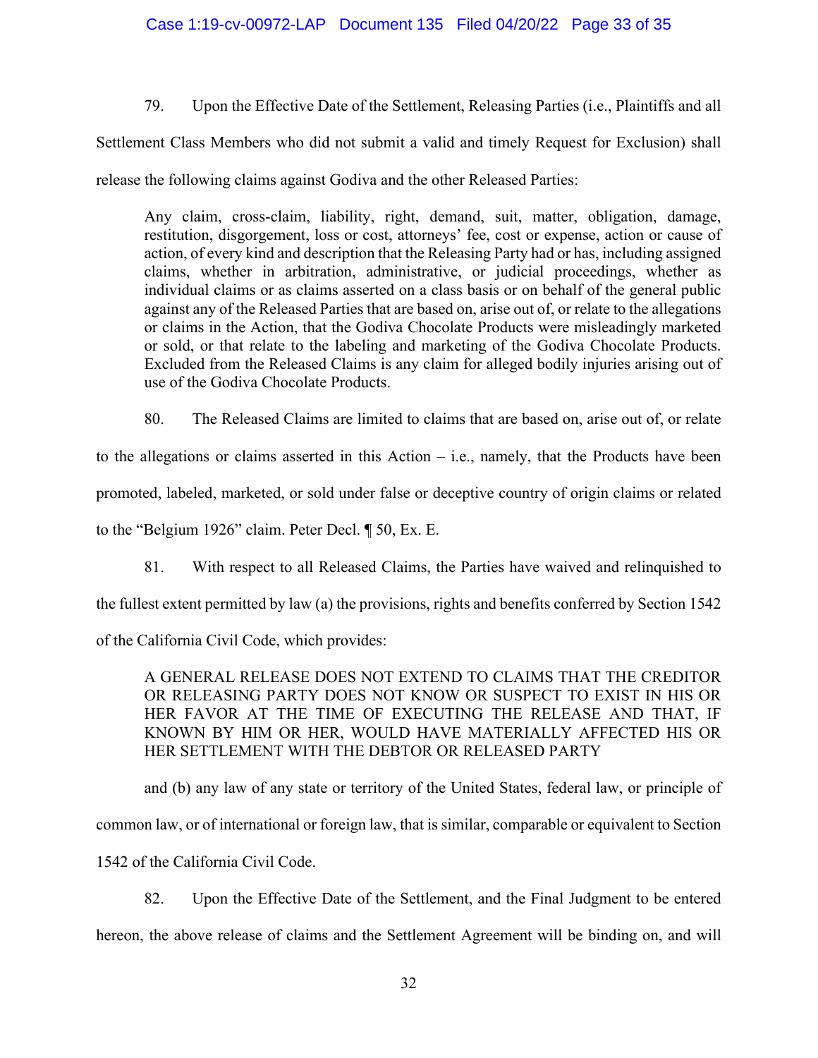79. Upon the Effective Date of the Settlement, Releasing Parties (i.e., Plaintiffs and all Settlement Class Members who did not submit a valid and timely Request for Exclusion) shall release the following claims against Godiva and the other Released Parties:

> Any claim, cross-claim, liability, right, demand, suit, matter, obligation, damage, restitution, disgorgement, loss or cost, attorneys' fee, cost or expense, action or cause of action, of every kind and description that the Releasing Party had or has, including assigned claims, whether in arbitration, administrative, or judicial proceedings, whether as individual claims or as claims asserted on a class basis or on behalf of the general public against any of the Released Parties that are based on, arise out of, or relate to the allegations or claims in the Action, that the Godiva Chocolate Products were misleadingly marketed or sold, or that relate to the labeling and marketing of the Godiva Chocolate Products. Excluded from the Released Claims is any claim for alleged bodily injuries arising out of use of the Godiva Chocolate Products.

80. The Released Claims are limited to claims that are based on, arise out of, or relate to the allegations or claims asserted in this Action – i.e., namely, that the Products have been promoted, labeled, marketed, or sold under false or deceptive country of origin claims or related to the "Belgium 1926" claim. Peter Decl. ¶ 50, Ex. E.

81. With respect to all Released Claims, the Parties have waived and relinquished to the fullest extent permitted by law (a) the provisions, rights and benefits conferred by Section 1542 of the California Civil Code, which provides:

> A GENERAL RELEASE DOES NOT EXTEND TO CLAIMS THAT THE CREDITOR OR RELEASING PARTY DOES NOT KNOW OR SUSPECT TO EXIST IN HIS OR HER FAVOR AT THE TIME OF EXECUTING THE RELEASE AND THAT, IF KNOWN BY HIM OR HER, WOULD HAVE MATERIALLY AFFECTED HIS OR HER SETTLEMENT WITH THE DEBTOR OR RELEASED PARTY

and (b) any law of any state or territory of the United States, federal law, or principle of common law, or of international or foreign law, that is similar, comparable or equivalent to Section 1542 of the California Civil Code.

82. Upon the Effective Date of the Settlement, and the Final Judgment to be entered hereon, the above release of claims and the Settlement Agreement will be binding on, and will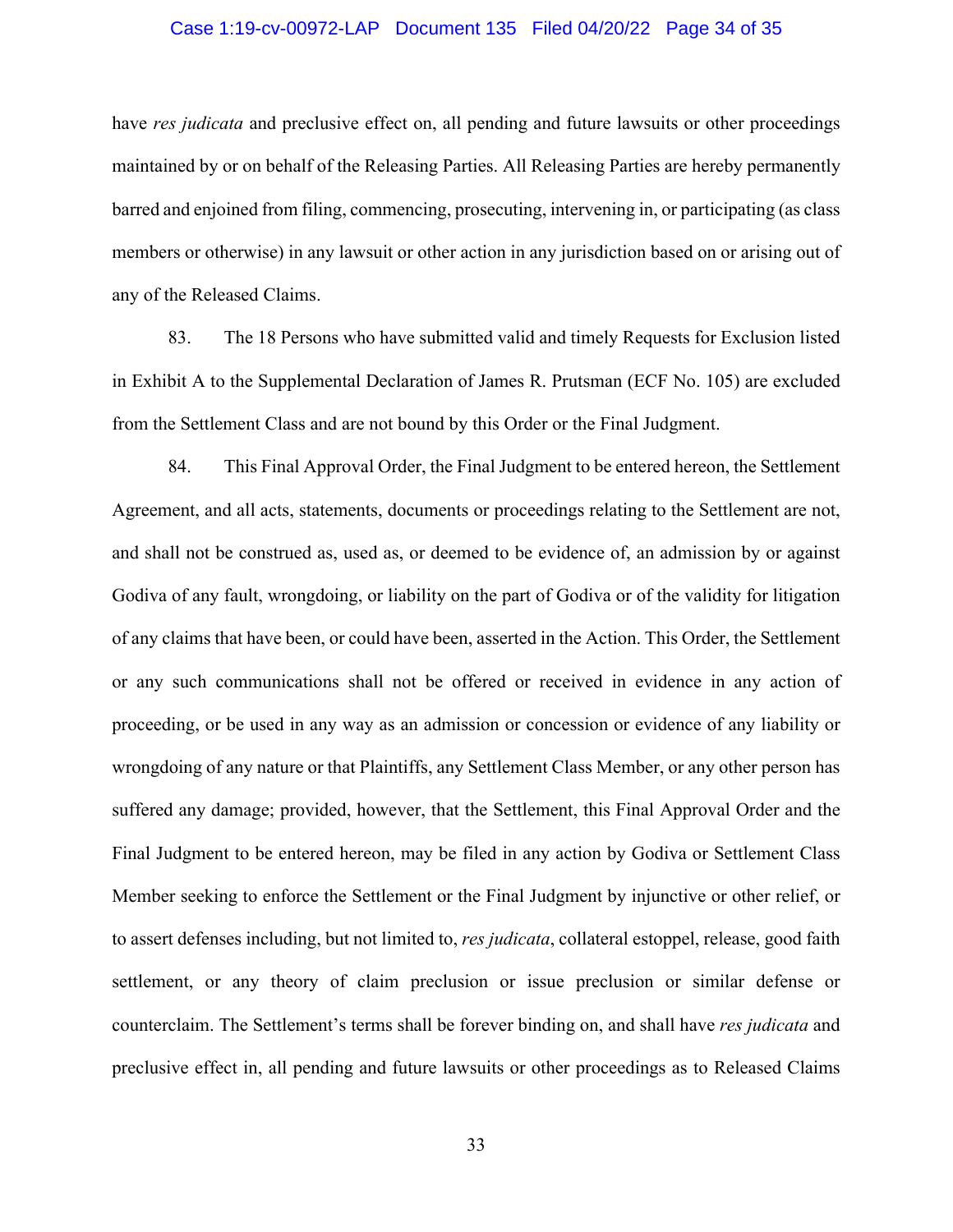have *res judicata* and preclusive effect on, all pending and future lawsuits or other proceedings maintained by or on behalf of the Releasing Parties. All Releasing Parties are hereby permanently barred and enjoined from filing, commencing, prosecuting, intervening in, or participating (as class members or otherwise) in any lawsuit or other action in any jurisdiction based on or arising out of any of the Released Claims.

83. The 18 Persons who have submitted valid and timely Requests for Exclusion listed in Exhibit A to the Supplemental Declaration of James R. Prutsman (ECF No. 105) are excluded from the Settlement Class and are not bound by this Order or the Final Judgment.

84. This Final Approval Order, the Final Judgment to be entered hereon, the Settlement Agreement, and all acts, statements, documents or proceedings relating to the Settlement are not, and shall not be construed as, used as, or deemed to be evidence of, an admission by or against Godiva of any fault, wrongdoing, or liability on the part of Godiva or of the validity for litigation of any claims that have been, or could have been, asserted in the Action. This Order, the Settlement or any such communications shall not be offered or received in evidence in any action of proceeding, or be used in any way as an admission or concession or evidence of any liability or wrongdoing of any nature or that Plaintiffs, any Settlement Class Member, or any other person has suffered any damage; provided, however, that the Settlement, this Final Approval Order and the Final Judgment to be entered hereon, may be filed in any action by Godiva or Settlement Class Member seeking to enforce the Settlement or the Final Judgment by injunctive or other relief, or to assert defenses including, but not limited to, *res judicata*, collateral estoppel, release, good faith settlement, or any theory of claim preclusion or issue preclusion or similar defense or counterclaim. The Settlement's terms shall be forever binding on, and shall have *res judicata* and preclusive effect in, all pending and future lawsuits or other proceedings as to Released Claims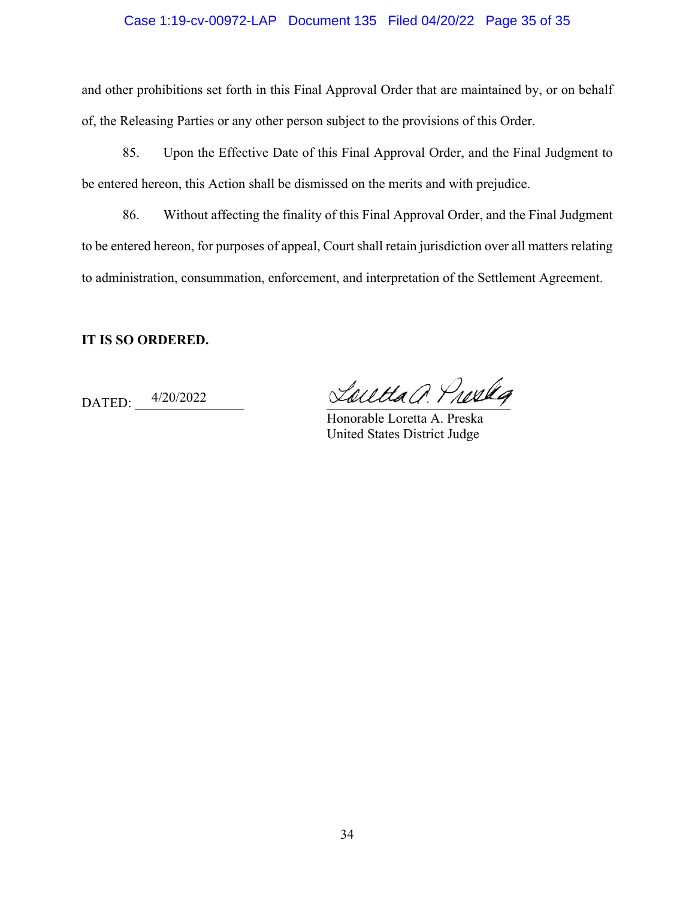and other prohibitions set forth in this Final Approval Order that are maintained by, or on behalf of, the Releasing Parties or any other person subject to the provisions of this Order.

85. Upon the Effective Date of this Final Approval Order, and the Final Judgment to be entered hereon, this Action shall be dismissed on the merits and with prejudice.

86. Without affecting the finality of this Final Approval Order, and the Final Judgment to be entered hereon, for purposes of appeal, Court shall retain jurisdiction over all matters relating to administration, consummation, enforcement, and interpretation of the Settlement Agreement.

**IT IS SO ORDERED.**

DATED: 4/20/2022

Loretta A. Preska

Honorable Loretta A. Preska
United States District Judge